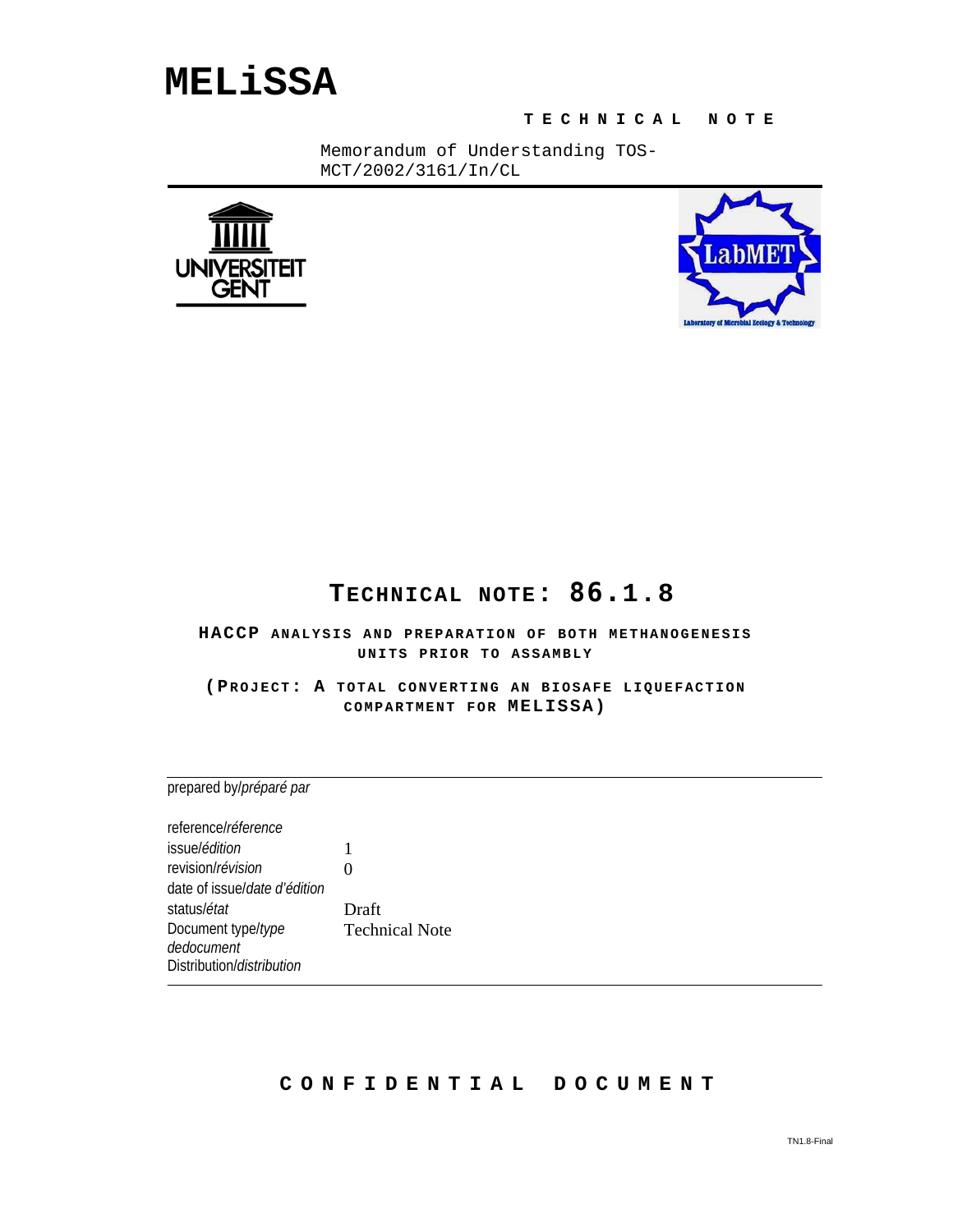# MELiSSA

**TECHNICAL NOTE**

Memorandum of Understanding TOS-MCT/2002/3161/In/CL

## TECHNICAL NOTE: 86.1.8

**HACCP ANALYSIS AND PREPARATION OF BOTH METHANOGENESIS UNITS PRIOR TO ASSAMBLY**

**(PROJECT: A TOTAL CONVERTING AN BIOSAFE LIQUEFACTION COMPARTMENT FOR MELISSA)**

| | |
|---|---|
| prepared by/*préparé par* | |
| reference/*réference* | |
| issue/*édition* | 1 |
| revision/*révision* | 0 |
| date of issue/*date d'édition* | |
| status/*état* | Draft |
| Document type/*type dedocument* | Technical Note |
| Distribution/*distribution* | |

**CONFIDENTIAL DOCUMENT**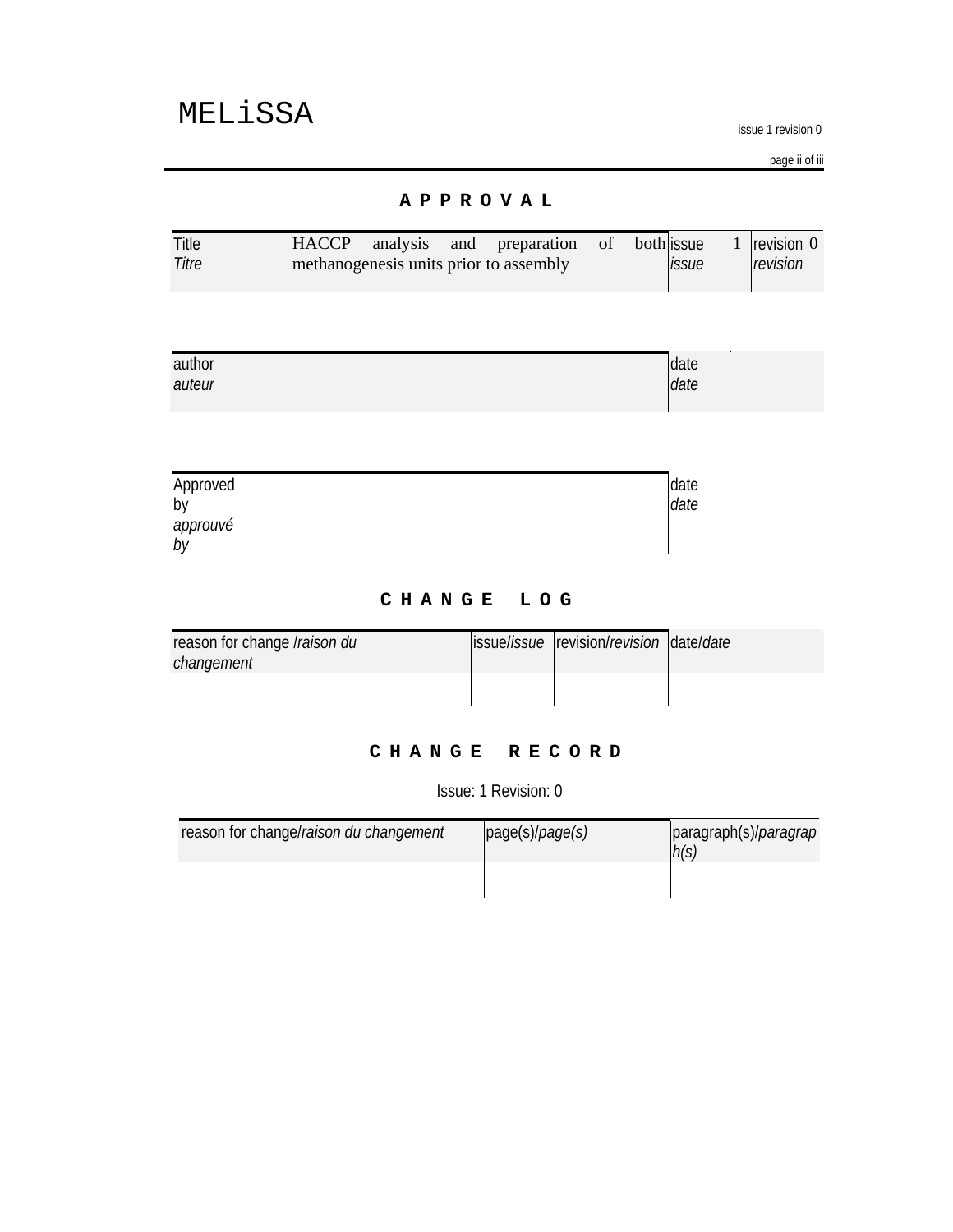## APPROVAL

| Title<br>*Titre* | HACCP analysis and preparation of both methanogenesis units prior to assembly | issue 1<br>*issue* | revision 0<br>*revision* |
|---|---|---|---|

| author<br>*auteur* | date<br>*date* |
|---|---|

| Approved by<br>*approuvé by* | date<br>*date* |
|---|---|

## CHANGE LOG

| reason for change /*raison du changement* | issue/*issue* | revision/*revision* | date/*date* |
|---|---|---|---|
| | | | |

## CHANGE RECORD

Issue: 1 Revision: 0

| reason for change/*raison du changement* | page(s)/*page(s)* | paragraph(s)/*paragraph(s)* |
|---|---|---|
| | | |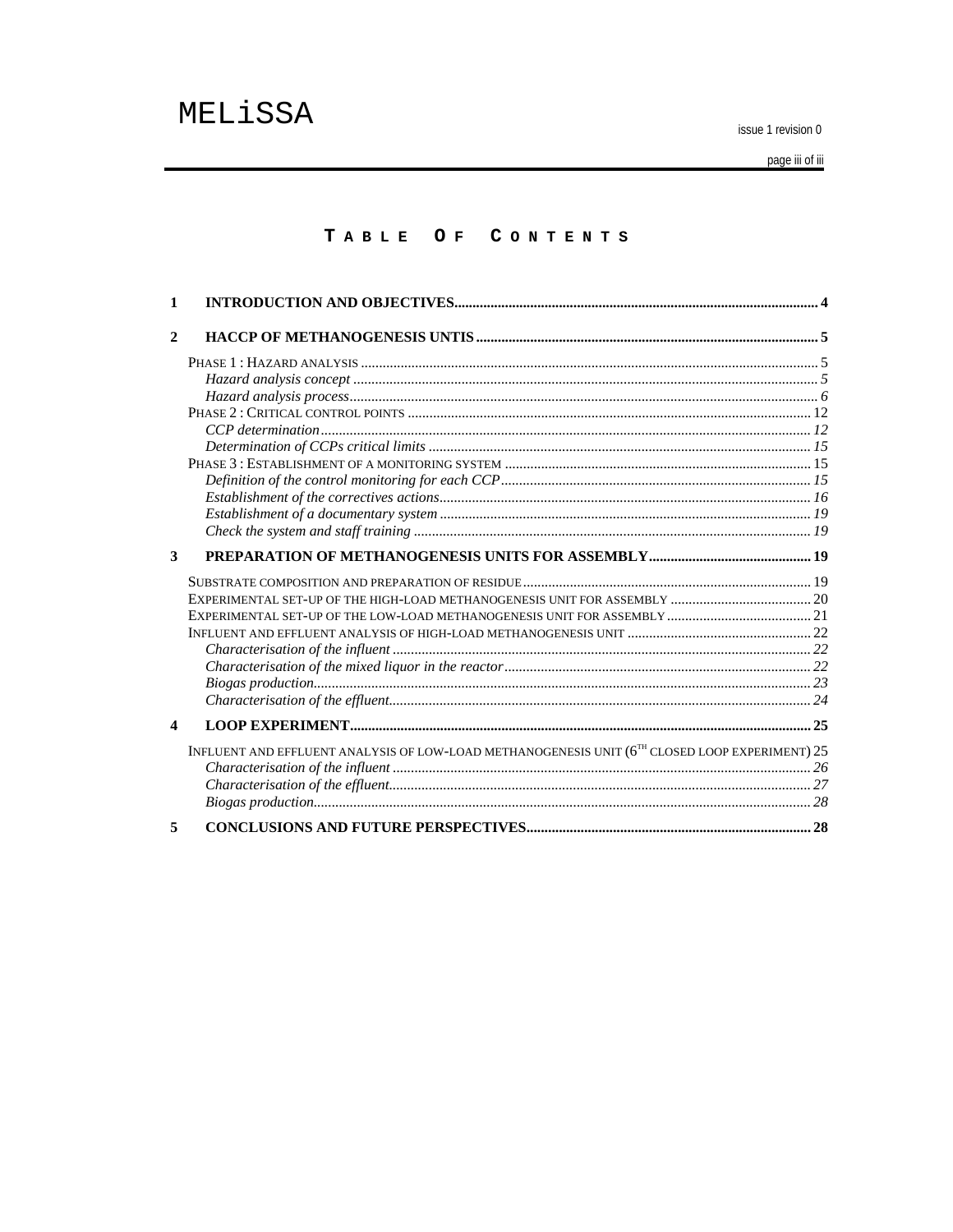# TABLE OF CONTENTS

**1 INTRODUCTION AND OBJECTIVES** ..... 4

**2 HACCP OF METHANOGENESIS UNTIS** ..... 5

PHASE 1 : HAZARD ANALYSIS ..... 5

*Hazard analysis concept* ..... 5

*Hazard analysis process* ..... 6

PHASE 2 : CRITICAL CONTROL POINTS ..... 12

*CCP determination* ..... 12

*Determination of CCPs critical limits* ..... 15

PHASE 3 : ESTABLISHMENT OF A MONITORING SYSTEM ..... 15

*Definition of the control monitoring for each CCP* ..... 15

*Establishment of the correctives actions* ..... 16

*Establishment of a documentary system* ..... 19

*Check the system and staff training* ..... 19

**3 PREPARATION OF METHANOGENESIS UNITS FOR ASSEMBLY** ..... 19

SUBSTRATE COMPOSITION AND PREPARATION OF RESIDUE ..... 19

EXPERIMENTAL SET-UP OF THE HIGH-LOAD METHANOGENESIS UNIT FOR ASSEMBLY ..... 20

EXPERIMENTAL SET-UP OF THE LOW-LOAD METHANOGENESIS UNIT FOR ASSEMBLY ..... 21

INFLUENT AND EFFLUENT ANALYSIS OF HIGH-LOAD METHANOGENESIS UNIT ..... 22

*Characterisation of the influent* ..... 22

*Characterisation of the mixed liquor in the reactor* ..... 22

*Biogas production* ..... 23

*Characterisation of the effluent* ..... 24

**4 LOOP EXPERIMENT** ..... 25

INFLUENT AND EFFLUENT ANALYSIS OF LOW-LOAD METHANOGENESIS UNIT (6TH CLOSED LOOP EXPERIMENT) ..... 25

*Characterisation of the influent* ..... 26

*Characterisation of the effluent* ..... 27

*Biogas production* ..... 28

**5 CONCLUSIONS AND FUTURE PERSPECTIVES** ..... 28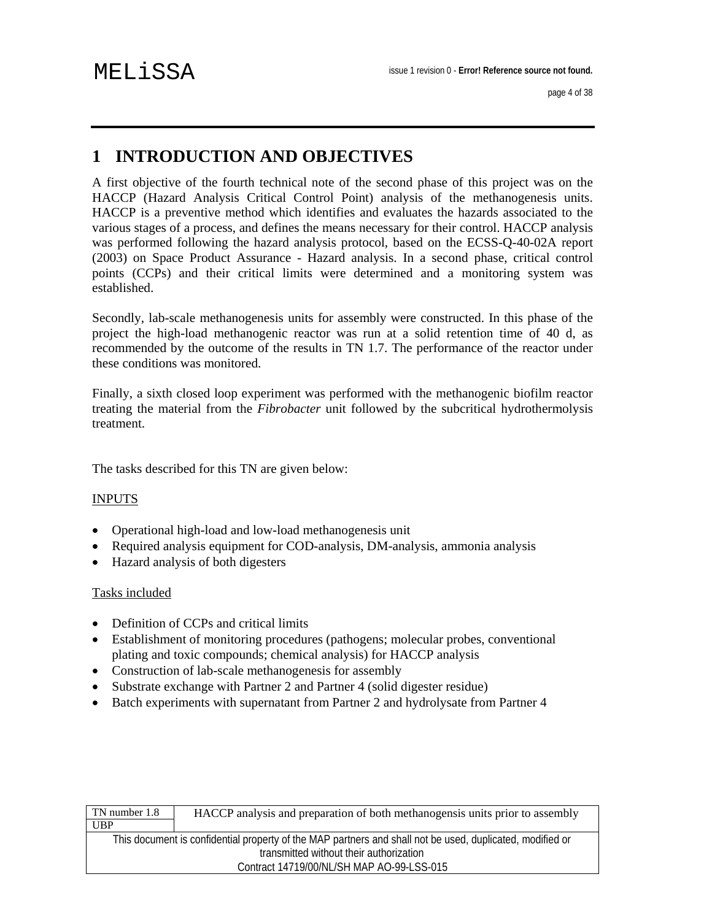# 1 INTRODUCTION AND OBJECTIVES

A first objective of the fourth technical note of the second phase of this project was on the HACCP (Hazard Analysis Critical Control Point) analysis of the methanogenesis units. HACCP is a preventive method which identifies and evaluates the hazards associated to the various stages of a process, and defines the means necessary for their control. HACCP analysis was performed following the hazard analysis protocol, based on the ECSS-Q-40-02A report (2003) on Space Product Assurance - Hazard analysis. In a second phase, critical control points (CCPs) and their critical limits were determined and a monitoring system was established.

Secondly, lab-scale methanogenesis units for assembly were constructed. In this phase of the project the high-load methanogenic reactor was run at a solid retention time of 40 d, as recommended by the outcome of the results in TN 1.7. The performance of the reactor under these conditions was monitored.

Finally, a sixth closed loop experiment was performed with the methanogenic biofilm reactor treating the material from the *Fibrobacter* unit followed by the subcritical hydrothermolysis treatment.

The tasks described for this TN are given below:

<u>INPUTS</u>

- Operational high-load and low-load methanogenesis unit
- Required analysis equipment for COD-analysis, DM-analysis, ammonia analysis
- Hazard analysis of both digesters

<u>Tasks included</u>

- Definition of CCPs and critical limits
- Establishment of monitoring procedures (pathogens; molecular probes, conventional plating and toxic compounds; chemical analysis) for HACCP analysis
- Construction of lab-scale methanogenesis for assembly
- Substrate exchange with Partner 2 and Partner 4 (solid digester residue)
- Batch experiments with supernatant from Partner 2 and hydrolysate from Partner 4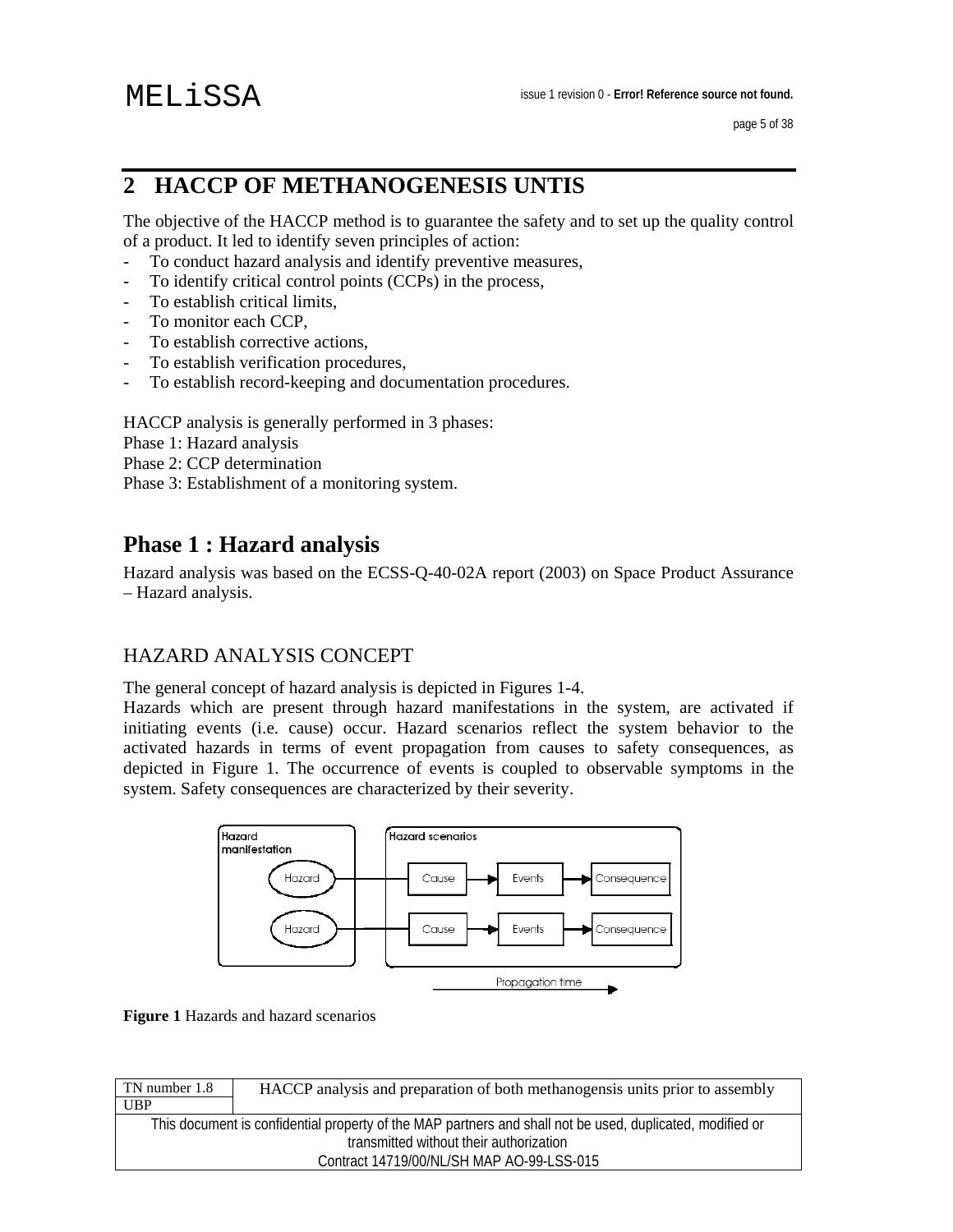# 2 HACCP OF METHANOGENESIS UNTIS

The objective of the HACCP method is to guarantee the safety and to set up the quality control of a product. It led to identify seven principles of action:

- To conduct hazard analysis and identify preventive measures,
- To identify critical control points (CCPs) in the process,
- To establish critical limits,
- To monitor each CCP,
- To establish corrective actions,
- To establish verification procedures,
- To establish record-keeping and documentation procedures.

HACCP analysis is generally performed in 3 phases:
Phase 1: Hazard analysis
Phase 2: CCP determination
Phase 3: Establishment of a monitoring system.

## Phase 1 : Hazard analysis

Hazard analysis was based on the ECSS-Q-40-02A report (2003) on Space Product Assurance – Hazard analysis.

### HAZARD ANALYSIS CONCEPT

The general concept of hazard analysis is depicted in Figures 1-4.
Hazards which are present through hazard manifestations in the system, are activated if initiating events (i.e. cause) occur. Hazard scenarios reflect the system behavior to the activated hazards in terms of event propagation from causes to safety consequences, as depicted in Figure 1. The occurrence of events is coupled to observable symptoms in the system. Safety consequences are characterized by their severity.

**Figure 1** Hazards and hazard scenarios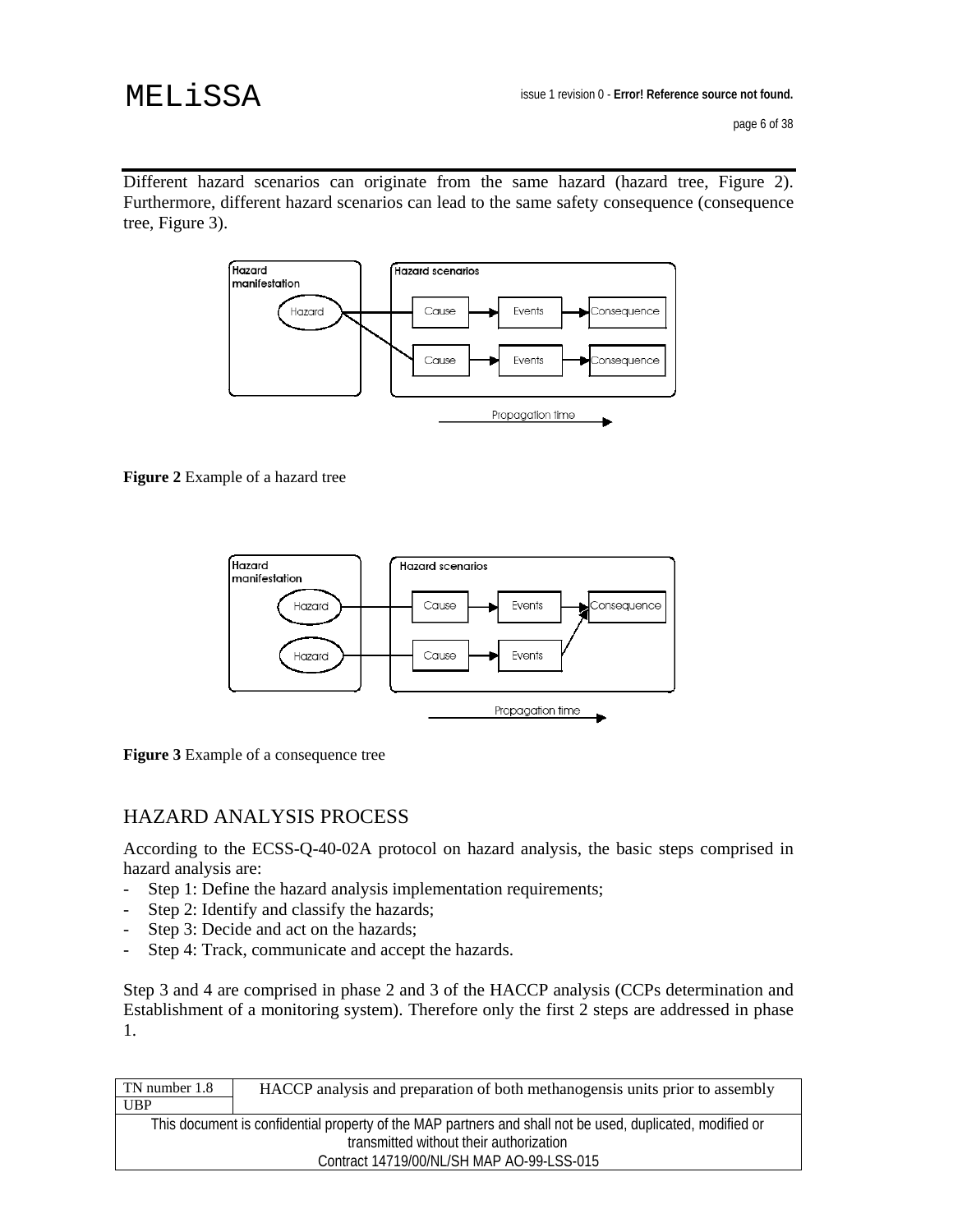Different hazard scenarios can originate from the same hazard (hazard tree, Figure 2). Furthermore, different hazard scenarios can lead to the same safety consequence (consequence tree, Figure 3).

**Figure 2** Example of a hazard tree

**Figure 3** Example of a consequence tree

## HAZARD ANALYSIS PROCESS

According to the ECSS-Q-40-02A protocol on hazard analysis, the basic steps comprised in hazard analysis are:

- Step 1: Define the hazard analysis implementation requirements;
- Step 2: Identify and classify the hazards;
- Step 3: Decide and act on the hazards;
- Step 4: Track, communicate and accept the hazards.

Step 3 and 4 are comprised in phase 2 and 3 of the HACCP analysis (CCPs determination and Establishment of a monitoring system). Therefore only the first 2 steps are addressed in phase 1.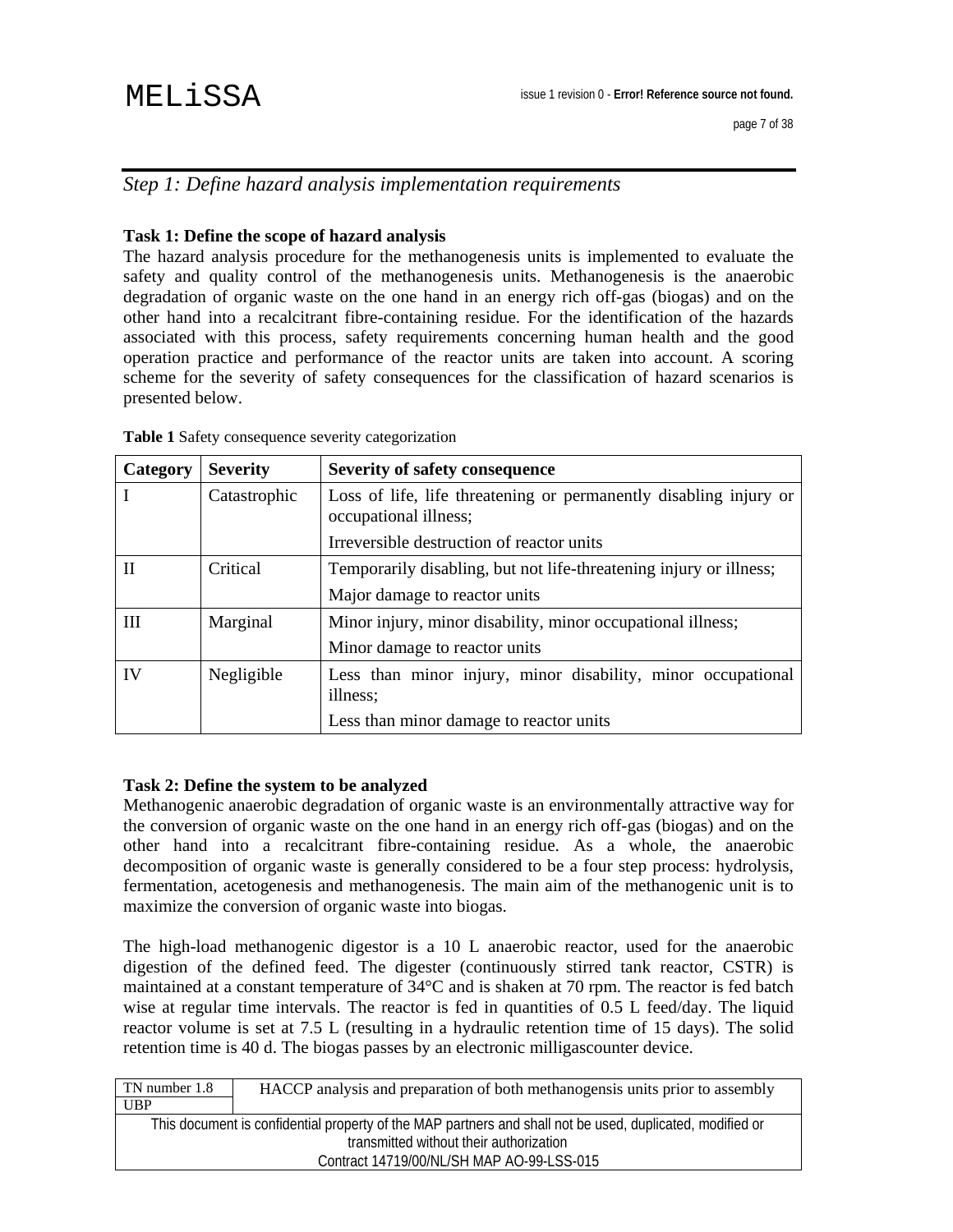## *Step 1: Define hazard analysis implementation requirements*

**Task 1: Define the scope of hazard analysis**

The hazard analysis procedure for the methanogenesis units is implemented to evaluate the safety and quality control of the methanogenesis units. Methanogenesis is the anaerobic degradation of organic waste on the one hand in an energy rich off-gas (biogas) and on the other hand into a recalcitrant fibre-containing residue. For the identification of the hazards associated with this process, safety requirements concerning human health and the good operation practice and performance of the reactor units are taken into account. A scoring scheme for the severity of safety consequences for the classification of hazard scenarios is presented below.

**Table 1** Safety consequence severity categorization

| Category | Severity | Severity of safety consequence |
|---|---|---|
| I | Catastrophic | Loss of life, life threatening or permanently disabling injury or occupational illness; |
| | | Irreversible destruction of reactor units |
| II | Critical | Temporarily disabling, but not life-threatening injury or illness; |
| | | Major damage to reactor units |
| III | Marginal | Minor injury, minor disability, minor occupational illness; |
| | | Minor damage to reactor units |
| IV | Negligible | Less than minor injury, minor disability, minor occupational illness; |
| | | Less than minor damage to reactor units |

**Task 2: Define the system to be analyzed**

Methanogenic anaerobic degradation of organic waste is an environmentally attractive way for the conversion of organic waste on the one hand in an energy rich off-gas (biogas) and on the other hand into a recalcitrant fibre-containing residue. As a whole, the anaerobic decomposition of organic waste is generally considered to be a four step process: hydrolysis, fermentation, acetogenesis and methanogenesis. The main aim of the methanogenic unit is to maximize the conversion of organic waste into biogas.

The high-load methanogenic digestor is a 10 L anaerobic reactor, used for the anaerobic digestion of the defined feed. The digester (continuously stirred tank reactor, CSTR) is maintained at a constant temperature of 34°C and is shaken at 70 rpm. The reactor is fed batch wise at regular time intervals. The reactor is fed in quantities of 0.5 L feed/day. The liquid reactor volume is set at 7.5 L (resulting in a hydraulic retention time of 15 days). The solid retention time is 40 d. The biogas passes by an electronic milligascounter device.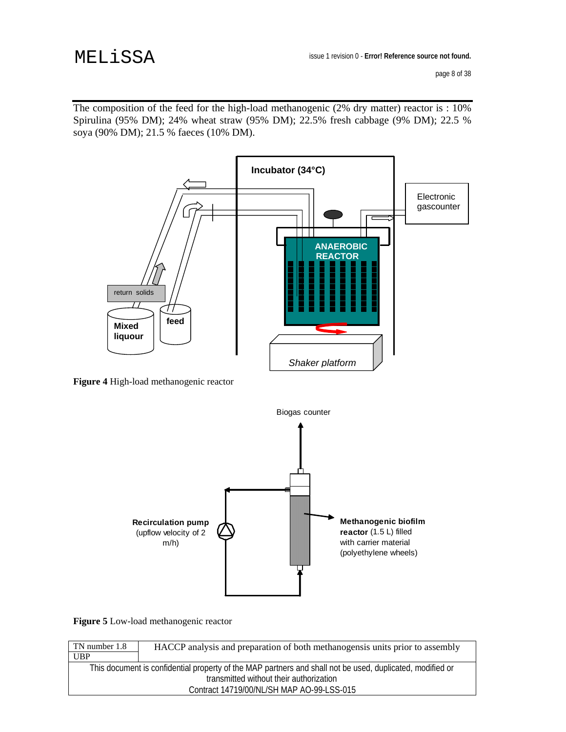The composition of the feed for the high-load methanogenic (2% dry matter) reactor is : 10% Spirulina (95% DM); 24% wheat straw (95% DM); 22.5% fresh cabbage (9% DM); 22.5 % soya (90% DM); 21.5 % faeces (10% DM).

**Figure 4** High-load methanogenic reactor

**Figure 5** Low-load methanogenic reactor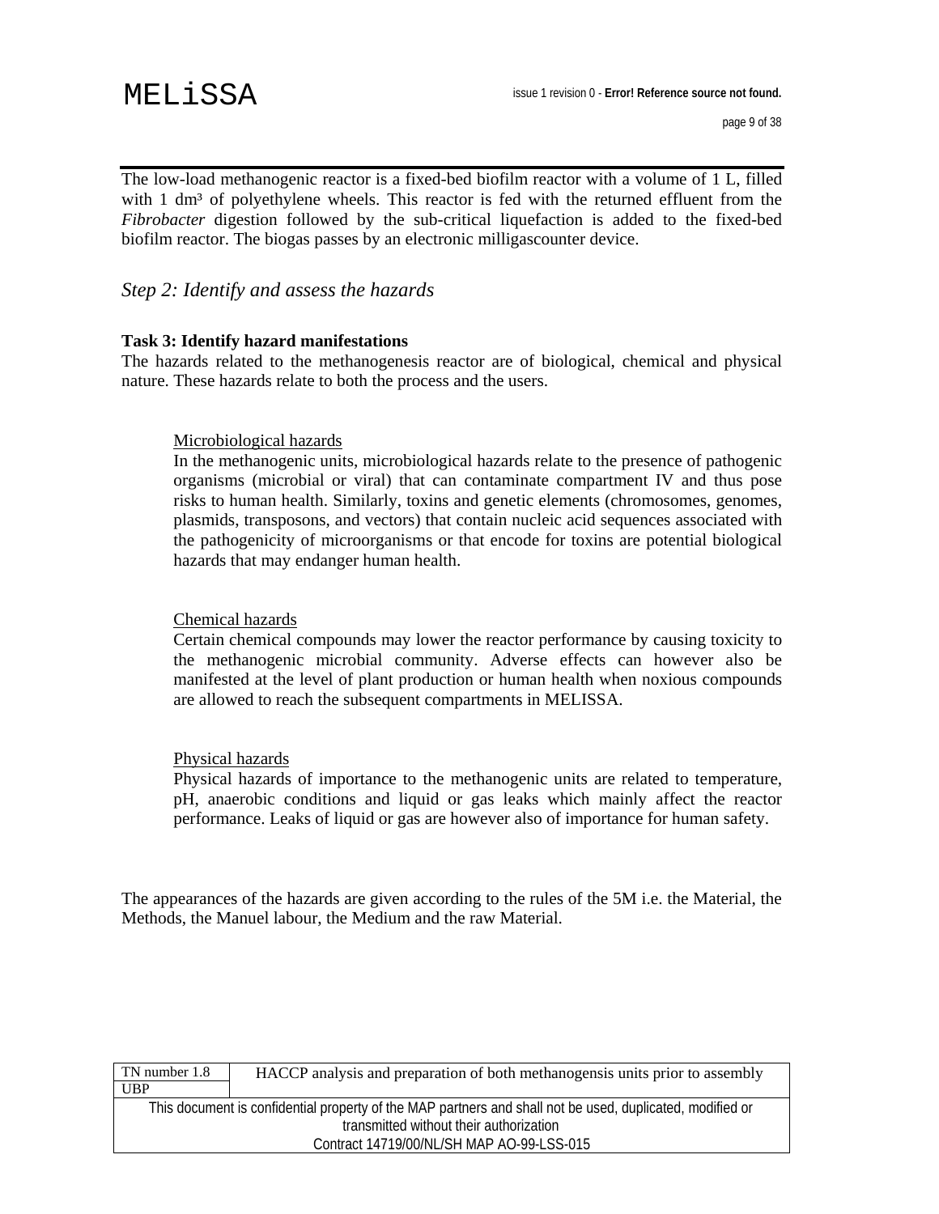The low-load methanogenic reactor is a fixed-bed biofilm reactor with a volume of 1 L, filled with 1 $dm^3$ of polyethylene wheels. This reactor is fed with the returned effluent from the *Fibrobacter* digestion followed by the sub-critical liquefaction is added to the fixed-bed biofilm reactor. The biogas passes by an electronic milligascounter device.

## *Step 2: Identify and assess the hazards*

### Task 3: Identify hazard manifestations

The hazards related to the methanogenesis reactor are of biological, chemical and physical nature. These hazards relate to both the process and the users.

Microbiological hazards

In the methanogenic units, microbiological hazards relate to the presence of pathogenic organisms (microbial or viral) that can contaminate compartment IV and thus pose risks to human health. Similarly, toxins and genetic elements (chromosomes, genomes, plasmids, transposons, and vectors) that contain nucleic acid sequences associated with the pathogenicity of microorganisms or that encode for toxins are potential biological hazards that may endanger human health.

Chemical hazards

Certain chemical compounds may lower the reactor performance by causing toxicity to the methanogenic microbial community. Adverse effects can however also be manifested at the level of plant production or human health when noxious compounds are allowed to reach the subsequent compartments in MELISSA.

Physical hazards

Physical hazards of importance to the methanogenic units are related to temperature, pH, anaerobic conditions and liquid or gas leaks which mainly affect the reactor performance. Leaks of liquid or gas are however also of importance for human safety.

The appearances of the hazards are given according to the rules of the 5M i.e. the Material, the Methods, the Manuel labour, the Medium and the raw Material.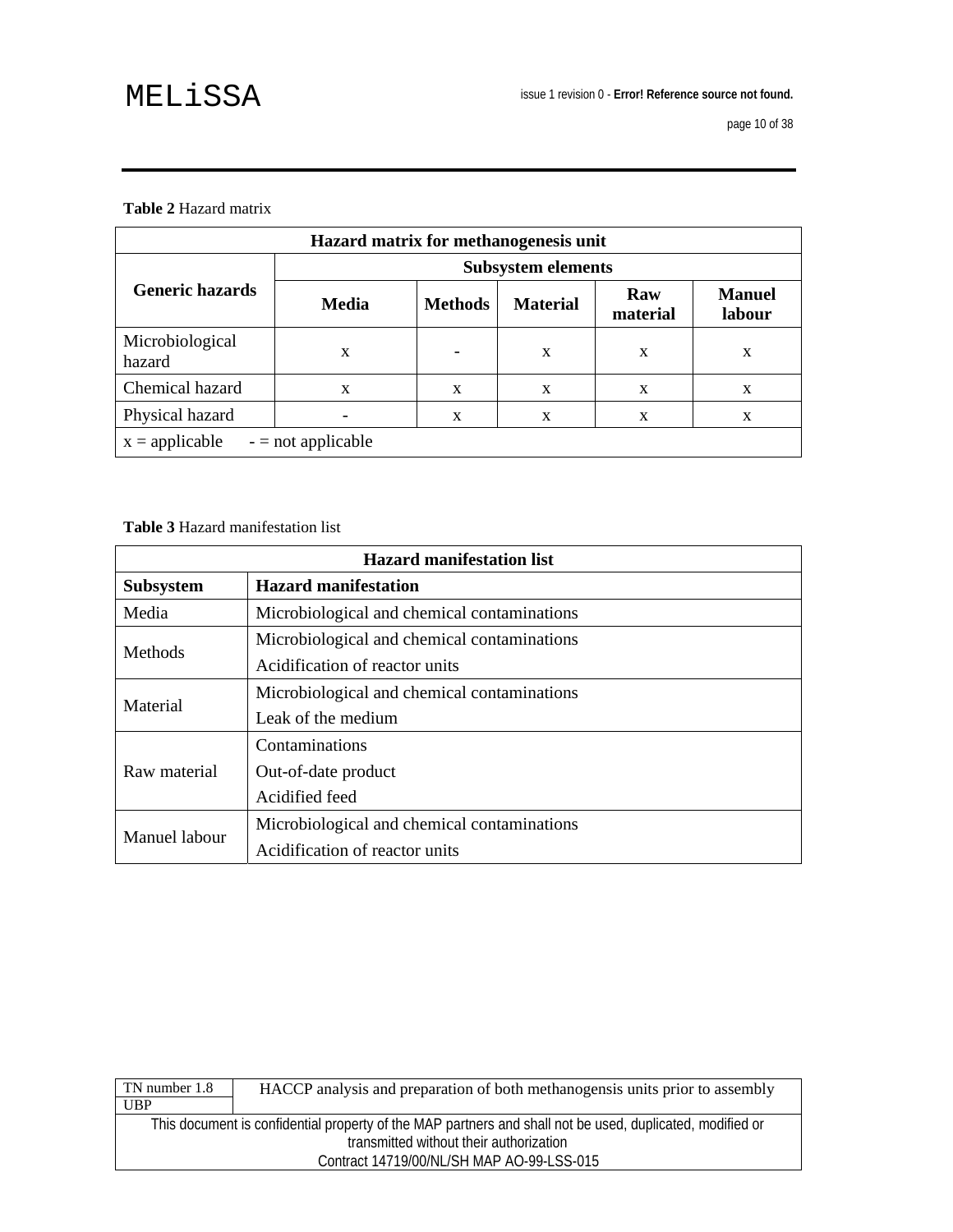**Table 2** Hazard matrix

| Hazard matrix for methanogenesis unit | | | | | |
|---|---|---|---|---|---|
| **Generic hazards** | **Subsystem elements** | | | | |
| | **Media** | **Methods** | **Material** | **Raw material** | **Manuel labour** |
| Microbiological hazard | x | - | x | x | x |
| Chemical hazard | x | x | x | x | x |
| Physical hazard | - | x | x | x | x |
| x = applicable    - = not applicable | | | | | |

**Table 3** Hazard manifestation list

| Hazard manifestation list | |
|---|---|
| **Subsystem** | **Hazard manifestation** |
| Media | Microbiological and chemical contaminations |
| Methods | Microbiological and chemical contaminations<br>Acidification of reactor units |
| Material | Microbiological and chemical contaminations<br>Leak of the medium |
| Raw material | Contaminations<br>Out-of-date product<br>Acidified feed |
| Manuel labour | Microbiological and chemical contaminations<br>Acidification of reactor units |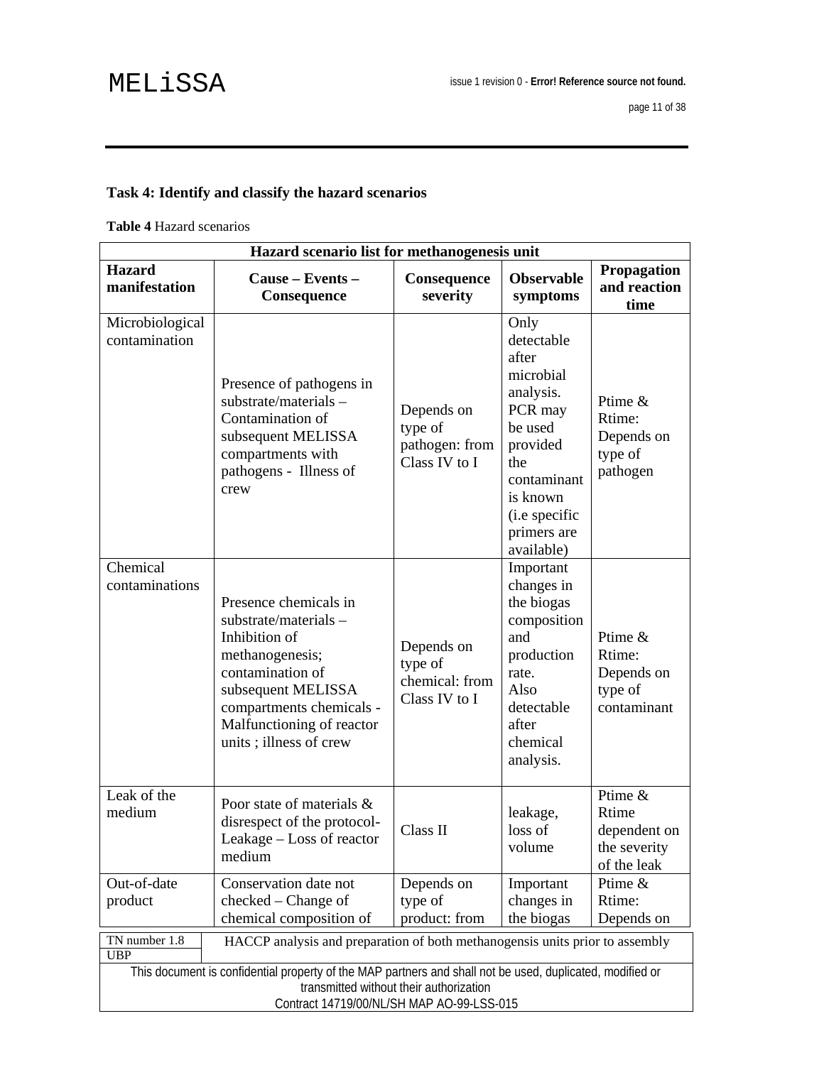**Task 4: Identify and classify the hazard scenarios**

**Table 4** Hazard scenarios

| Hazard scenario list for methanogenesis unit | | | | |
|---|---|---|---|---|
| **Hazard manifestation** | **Cause – Events – Consequence** | **Consequence severity** | **Observable symptoms** | **Propagation and reaction time** |
| Microbiological contamination | Presence of pathogens in substrate/materials – Contamination of subsequent MELISSA compartments with pathogens - Illness of crew | Depends on type of pathogen: from Class IV to I | Only detectable after microbial analysis. PCR may be used provided the contaminant is known (i.e specific primers are available) | Ptime & Rtime: Depends on type of pathogen |
| Chemical contaminations | Presence chemicals in substrate/materials – Inhibition of methanogenesis; contamination of subsequent MELISSA compartments chemicals - Malfunctioning of reactor units ; illness of crew | Depends on type of chemical: from Class IV to I | Important changes in the biogas composition and production rate. Also detectable after chemical analysis. | Ptime & Rtime: Depends on type of contaminant |
| Leak of the medium | Poor state of materials & disrespect of the protocol- Leakage – Loss of reactor medium | Class II | leakage, loss of volume | Ptime & Rtime dependent on the severity of the leak |
| Out-of-date product | Conservation date not checked – Change of chemical composition of | Depends on type of product: from | Important changes in the biogas | Ptime & Rtime: Depends on |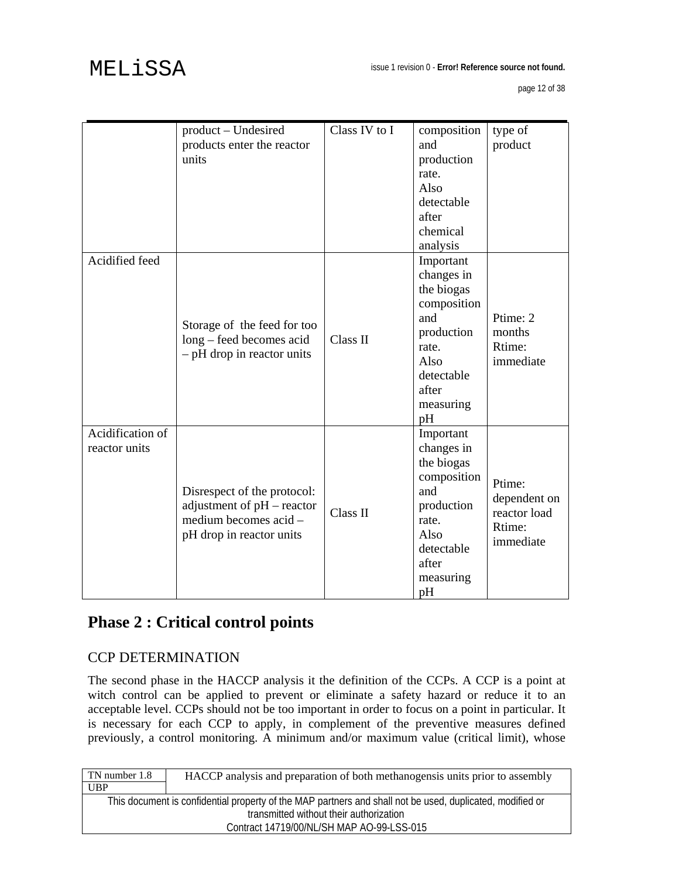|  | product – Undesired products enter the reactor units | Class IV to I | composition and production rate. Also detectable after chemical analysis | type of product |
|---|---|---|---|---|
| Acidified feed | Storage of the feed for too long – feed becomes acid – pH drop in reactor units | Class II | Important changes in the biogas composition and production rate. Also detectable after measuring pH | Ptime: 2 months Rtime: immediate |
| Acidification of reactor units | Disrespect of the protocol: adjustment of pH – reactor medium becomes acid – pH drop in reactor units | Class II | Important changes in the biogas composition and production rate. Also detectable after measuring pH | Ptime: dependent on reactor load Rtime: immediate |

# Phase 2 : Critical control points

## CCP DETERMINATION

The second phase in the HACCP analysis it the definition of the CCPs. A CCP is a point at witch control can be applied to prevent or eliminate a safety hazard or reduce it to an acceptable level. CCPs should not be too important in order to focus on a point in particular. It is necessary for each CCP to apply, in complement of the preventive measures defined previously, a control monitoring. A minimum and/or maximum value (critical limit), whose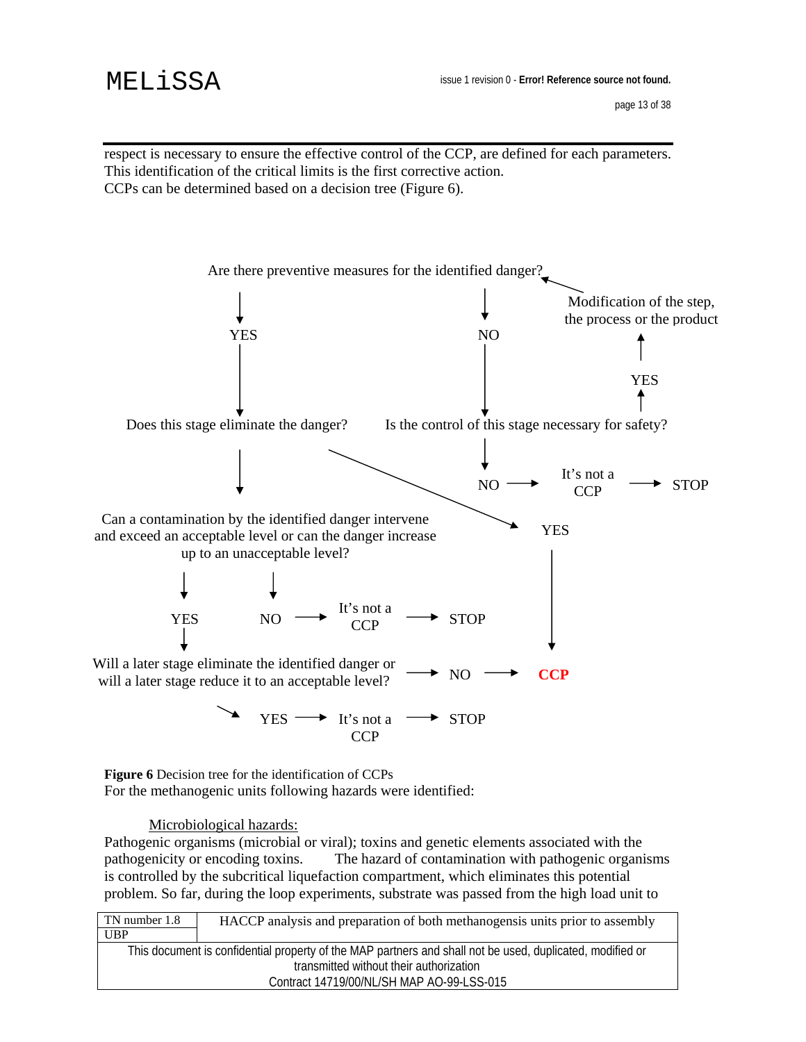respect is necessary to ensure the effective control of the CCP, are defined for each parameters. This identification of the critical limits is the first corrective action.
CCPs can be determined based on a decision tree (Figure 6).

Are there preventive measures for the identified danger?

YES → Does this stage eliminate the danger?

NO → Is the control of this stage necessary for safety?

- YES → Modification of the step, the process or the product → (back to: Are there preventive measures for the identified danger?)
- NO → It's not a CCP → STOP

Does this stage eliminate the danger?

- YES → CCP
- NO → Can a contamination by the identified danger intervene and exceed an acceptable level or can the danger increase up to an unacceptable level?

Can a contamination by the identified danger intervene and exceed an acceptable level or can the danger increase up to an unacceptable level?

- NO → It's not a CCP → STOP
- YES → Will a later stage eliminate the identified danger or will a later stage reduce it to an acceptable level?

Will a later stage eliminate the identified danger or will a later stage reduce it to an acceptable level?

- NO → **CCP**
- YES → It's not a CCP → STOP

**Figure 6** Decision tree for the identification of CCPs

For the methanogenic units following hazards were identified:

<u>Microbiological hazards:</u>

Pathogenic organisms (microbial or viral); toxins and genetic elements associated with the pathogenicity or encoding toxins. The hazard of contamination with pathogenic organisms is controlled by the subcritical liquefaction compartment, which eliminates this potential problem. So far, during the loop experiments, substrate was passed from the high load unit to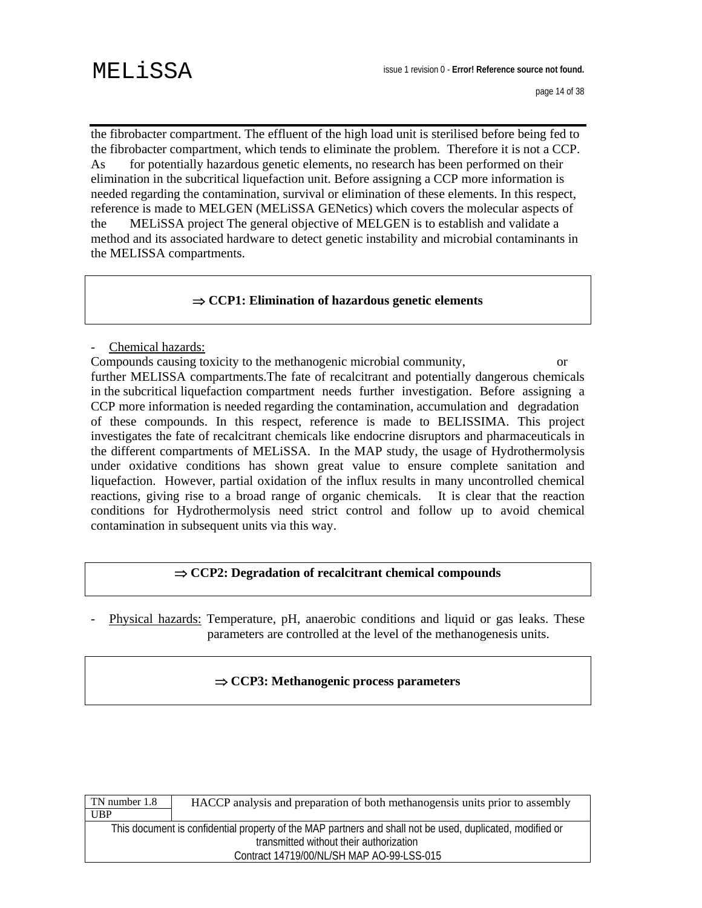the fibrobacter compartment. The effluent of the high load unit is sterilised before being fed to the fibrobacter compartment, which tends to eliminate the problem. Therefore it is not a CCP. As for potentially hazardous genetic elements, no research has been performed on their elimination in the subcritical liquefaction unit. Before assigning a CCP more information is needed regarding the contamination, survival or elimination of these elements. In this respect, reference is made to MELGEN (MELiSSA GENetics) which covers the molecular aspects of the MELiSSA project The general objective of MELGEN is to establish and validate a method and its associated hardware to detect genetic instability and microbial contaminants in the MELISSA compartments.

| **⇒ CCP1: Elimination of hazardous genetic elements** |
|---|

- Chemical hazards:

Compounds causing toxicity to the methanogenic microbial community, or further MELISSA compartments.The fate of recalcitrant and potentially dangerous chemicals in the subcritical liquefaction compartment needs further investigation. Before assigning a CCP more information is needed regarding the contamination, accumulation and degradation of these compounds. In this respect, reference is made to BELISSIMA. This project investigates the fate of recalcitrant chemicals like endocrine disruptors and pharmaceuticals in the different compartments of MELiSSA. In the MAP study, the usage of Hydrothermolysis under oxidative conditions has shown great value to ensure complete sanitation and liquefaction. However, partial oxidation of the influx results in many uncontrolled chemical reactions, giving rise to a broad range of organic chemicals. It is clear that the reaction conditions for Hydrothermolysis need strict control and follow up to avoid chemical contamination in subsequent units via this way.

| **⇒ CCP2: Degradation of recalcitrant chemical compounds** |
|---|

- Physical hazards: Temperature, pH, anaerobic conditions and liquid or gas leaks. These parameters are controlled at the level of the methanogenesis units.

| **⇒ CCP3: Methanogenic process parameters** |
|---|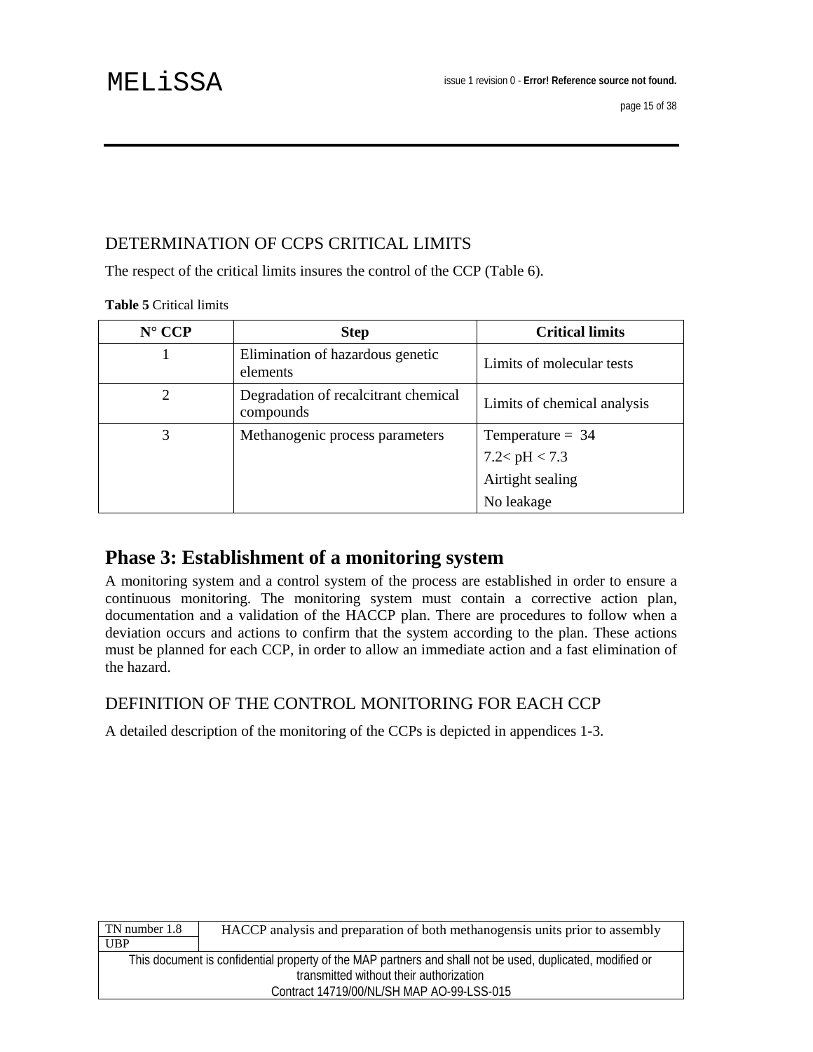## DETERMINATION OF CCPS CRITICAL LIMITS

The respect of the critical limits insures the control of the CCP (Table 6).

**Table 5** Critical limits

| N° CCP | Step | Critical limits |
|---|---|---|
| 1 | Elimination of hazardous genetic elements | Limits of molecular tests |
| 2 | Degradation of recalcitrant chemical compounds | Limits of chemical analysis |
| 3 | Methanogenic process parameters | Temperature = 34<br>7.2< pH < 7.3<br>Airtight sealing<br>No leakage |

# Phase 3: Establishment of a monitoring system

A monitoring system and a control system of the process are established in order to ensure a continuous monitoring. The monitoring system must contain a corrective action plan, documentation and a validation of the HACCP plan. There are procedures to follow when a deviation occurs and actions to confirm that the system according to the plan. These actions must be planned for each CCP, in order to allow an immediate action and a fast elimination of the hazard.

## DEFINITION OF THE CONTROL MONITORING FOR EACH CCP

A detailed description of the monitoring of the CCPs is depicted in appendices 1-3.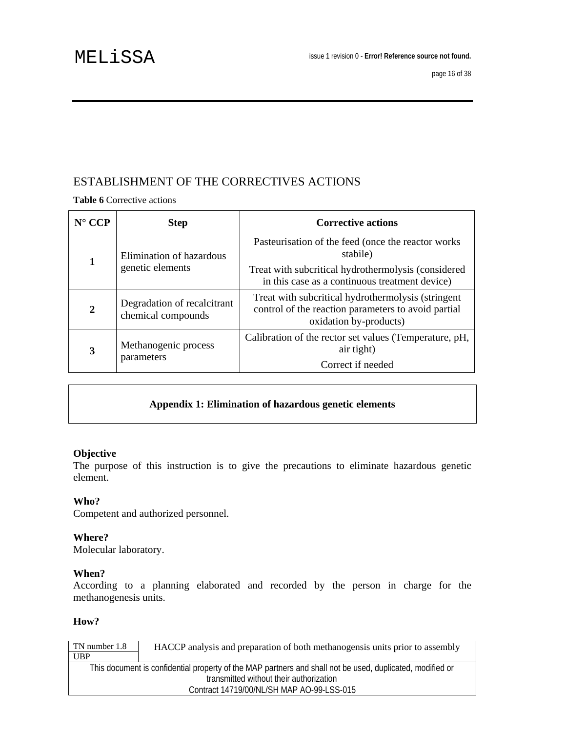## ESTABLISHMENT OF THE CORRECTIVES ACTIONS

**Table 6** Corrective actions

| N° CCP | Step | Corrective actions |
|---|---|---|
| 1 | Elimination of hazardous genetic elements | Pasteurisation of the feed (once the reactor works stabile)<br>Treat with subcritical hydrothermolysis (considered in this case as a continuous treatment device) |
| 2 | Degradation of recalcitrant chemical compounds | Treat with subcritical hydrothermolysis (stringent control of the reaction parameters to avoid partial oxidation by-products) |
| 3 | Methanogenic process parameters | Calibration of the rector set values (Temperature, pH, air tight)<br>Correct if needed |

**Appendix 1: Elimination of hazardous genetic elements**

**Objective**
The purpose of this instruction is to give the precautions to eliminate hazardous genetic element.

**Who?**
Competent and authorized personnel.

**Where?**
Molecular laboratory.

**When?**
According to a planning elaborated and recorded by the person in charge for the methanogenesis units.

**How?**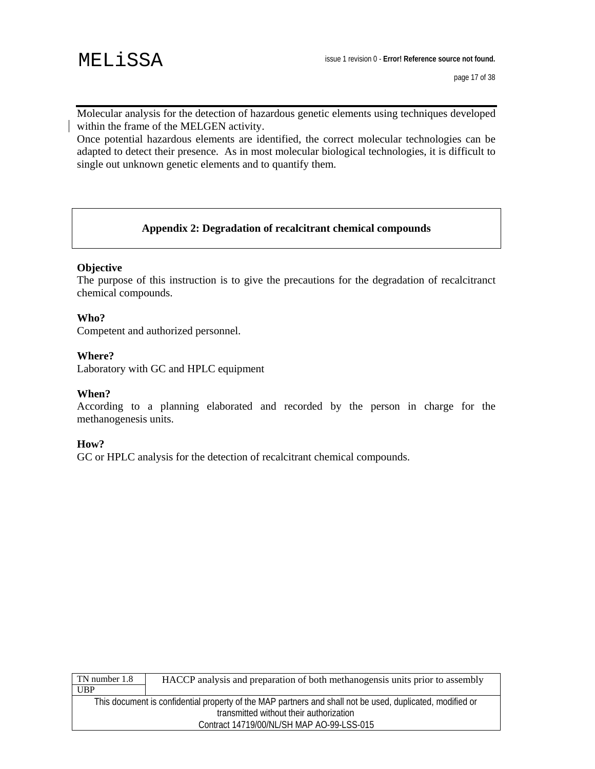Molecular analysis for the detection of hazardous genetic elements using techniques developed within the frame of the MELGEN activity.

Once potential hazardous elements are identified, the correct molecular technologies can be adapted to detect their presence. As in most molecular biological technologies, it is difficult to single out unknown genetic elements and to quantify them.

## Appendix 2: Degradation of recalcitrant chemical compounds

**Objective**

The purpose of this instruction is to give the precautions for the degradation of recalcitranct chemical compounds.

**Who?**

Competent and authorized personnel.

**Where?**

Laboratory with GC and HPLC equipment

**When?**

According to a planning elaborated and recorded by the person in charge for the methanogenesis units.

**How?**

GC or HPLC analysis for the detection of recalcitrant chemical compounds.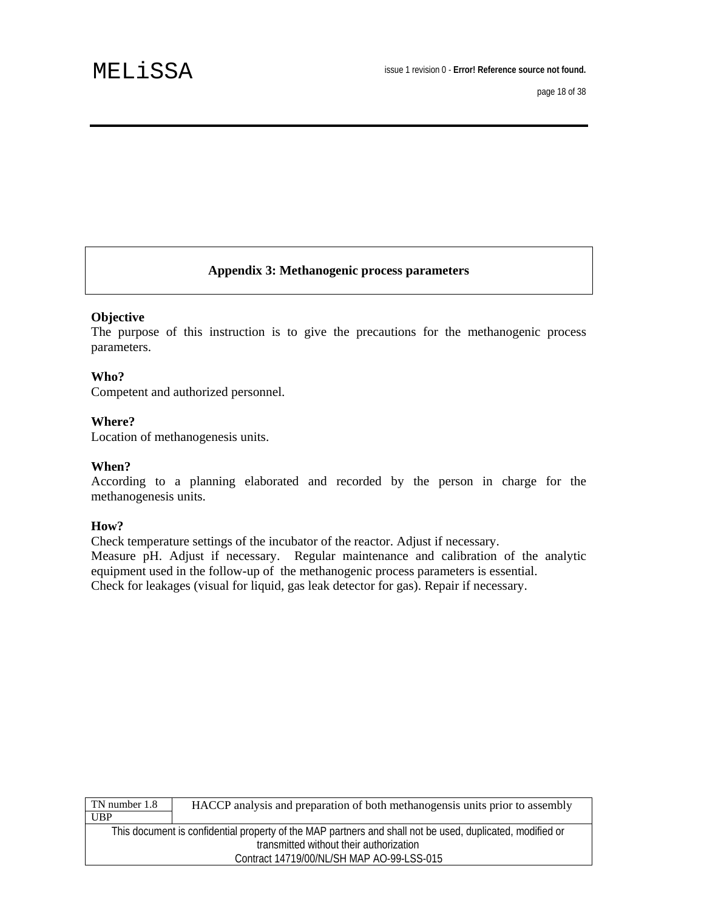## Appendix 3: Methanogenic process parameters

**Objective**

The purpose of this instruction is to give the precautions for the methanogenic process parameters.

**Who?**

Competent and authorized personnel.

**Where?**

Location of methanogenesis units.

**When?**

According to a planning elaborated and recorded by the person in charge for the methanogenesis units.

**How?**

Check temperature settings of the incubator of the reactor. Adjust if necessary.
Measure pH. Adjust if necessary. Regular maintenance and calibration of the analytic equipment used in the follow-up of the methanogenic process parameters is essential.
Check for leakages (visual for liquid, gas leak detector for gas). Repair if necessary.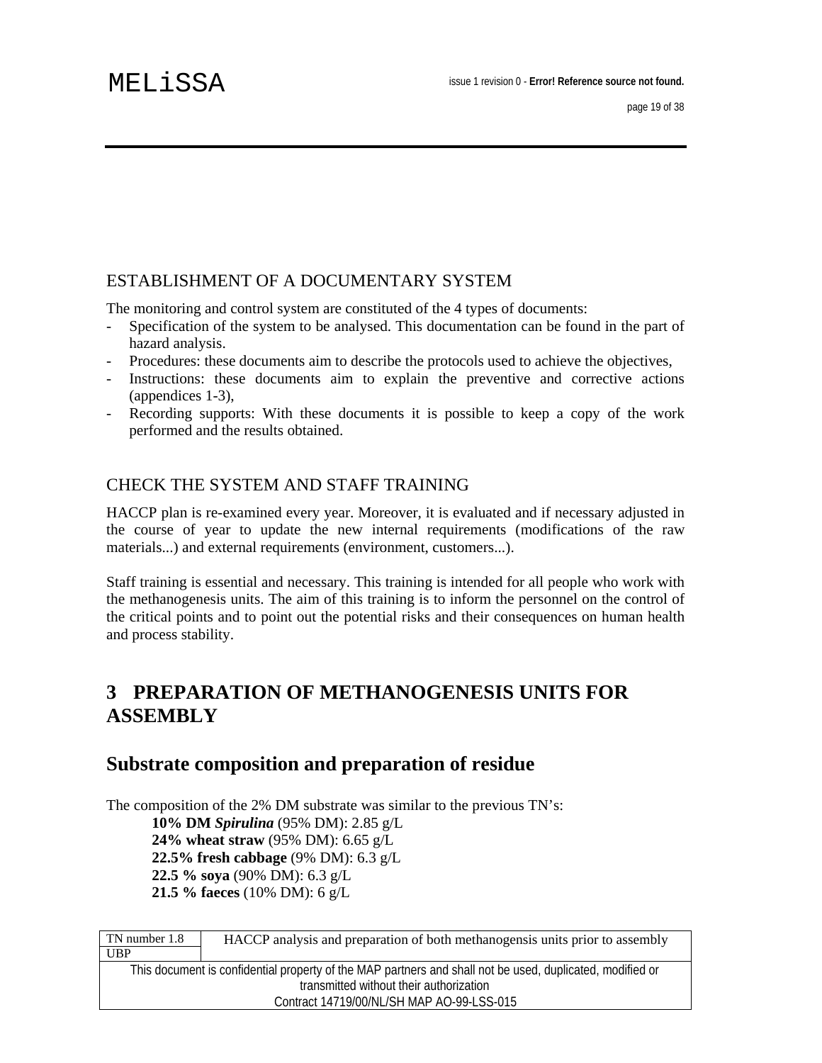## ESTABLISHMENT OF A DOCUMENTARY SYSTEM

The monitoring and control system are constituted of the 4 types of documents:

- Specification of the system to be analysed. This documentation can be found in the part of hazard analysis.
- Procedures: these documents aim to describe the protocols used to achieve the objectives,
- Instructions: these documents aim to explain the preventive and corrective actions (appendices 1-3),
- Recording supports: With these documents it is possible to keep a copy of the work performed and the results obtained.

## CHECK THE SYSTEM AND STAFF TRAINING

HACCP plan is re-examined every year. Moreover, it is evaluated and if necessary adjusted in the course of year to update the new internal requirements (modifications of the raw materials...) and external requirements (environment, customers...).

Staff training is essential and necessary. This training is intended for all people who work with the methanogenesis units. The aim of this training is to inform the personnel on the control of the critical points and to point out the potential risks and their consequences on human health and process stability.

# 3 PREPARATION OF METHANOGENESIS UNITS FOR ASSEMBLY

## Substrate composition and preparation of residue

The composition of the 2% DM substrate was similar to the previous TN's:

**10% DM *Spirulina*** (95% DM): 2.85 g/L
**24% wheat straw** (95% DM): 6.65 g/L
**22.5% fresh cabbage** (9% DM): 6.3 g/L
**22.5 % soya** (90% DM): 6.3 g/L
**21.5 % faeces** (10% DM): 6 g/L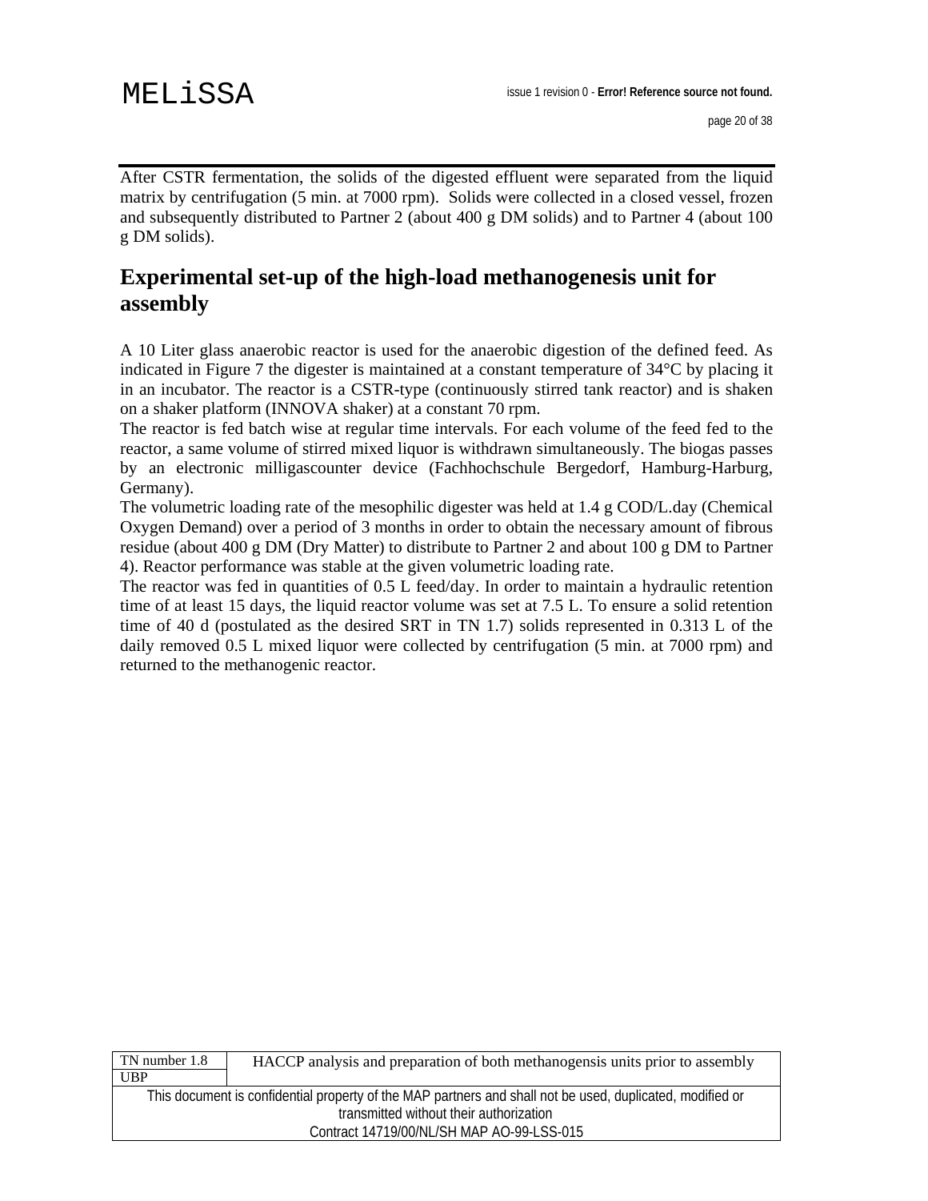After CSTR fermentation, the solids of the digested effluent were separated from the liquid matrix by centrifugation (5 min. at 7000 rpm). Solids were collected in a closed vessel, frozen and subsequently distributed to Partner 2 (about 400 g DM solids) and to Partner 4 (about 100 g DM solids).

## Experimental set-up of the high-load methanogenesis unit for assembly

A 10 Liter glass anaerobic reactor is used for the anaerobic digestion of the defined feed. As indicated in Figure 7 the digester is maintained at a constant temperature of 34°C by placing it in an incubator. The reactor is a CSTR-type (continuously stirred tank reactor) and is shaken on a shaker platform (INNOVA shaker) at a constant 70 rpm.

The reactor is fed batch wise at regular time intervals. For each volume of the feed fed to the reactor, a same volume of stirred mixed liquor is withdrawn simultaneously. The biogas passes by an electronic milligascounter device (Fachhochschule Bergedorf, Hamburg-Harburg, Germany).

The volumetric loading rate of the mesophilic digester was held at 1.4 g COD/L.day (Chemical Oxygen Demand) over a period of 3 months in order to obtain the necessary amount of fibrous residue (about 400 g DM (Dry Matter) to distribute to Partner 2 and about 100 g DM to Partner 4). Reactor performance was stable at the given volumetric loading rate.

The reactor was fed in quantities of 0.5 L feed/day. In order to maintain a hydraulic retention time of at least 15 days, the liquid reactor volume was set at 7.5 L. To ensure a solid retention time of 40 d (postulated as the desired SRT in TN 1.7) solids represented in 0.313 L of the daily removed 0.5 L mixed liquor were collected by centrifugation (5 min. at 7000 rpm) and returned to the methanogenic reactor.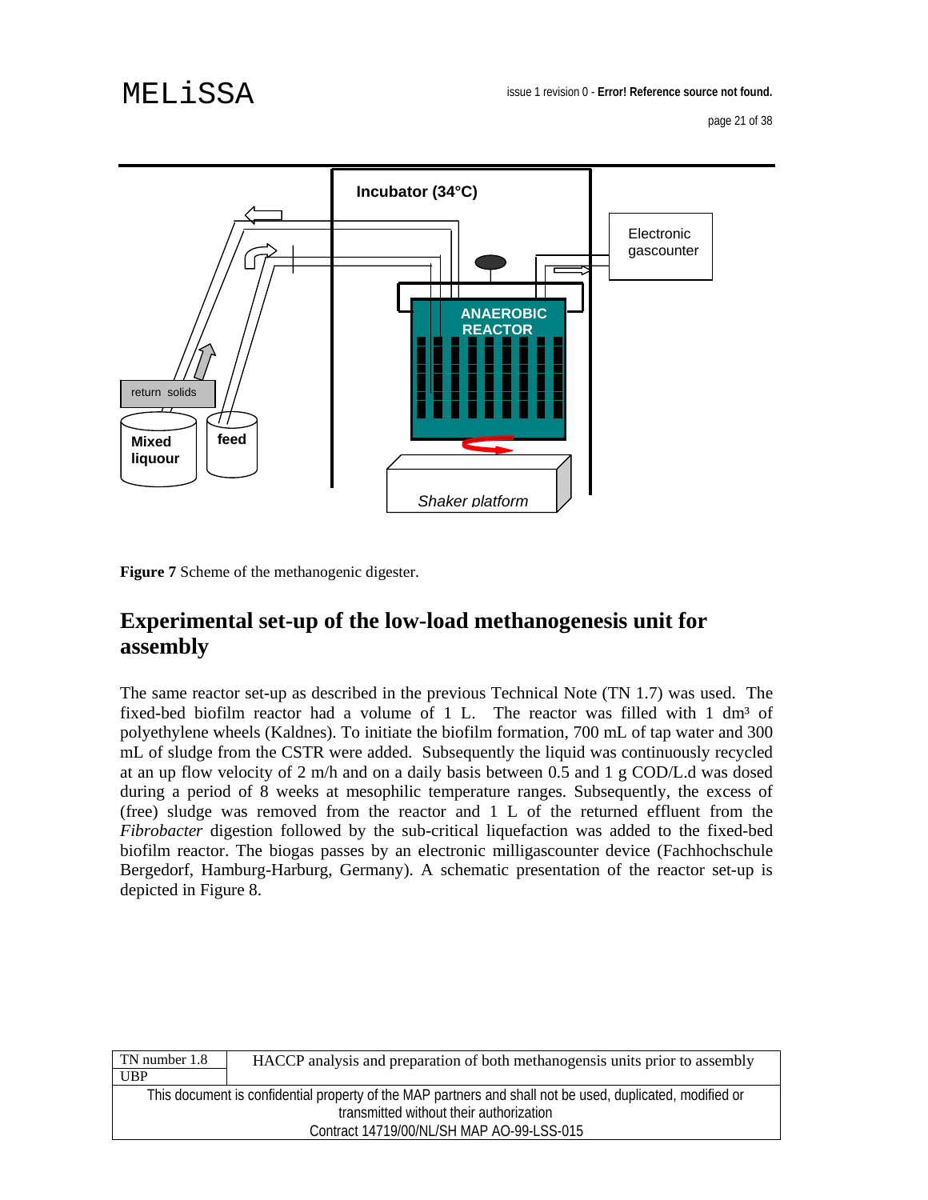**Figure 7** Scheme of the methanogenic digester.

## Experimental set-up of the low-load methanogenesis unit for assembly

The same reactor set-up as described in the previous Technical Note (TN 1.7) was used. The fixed-bed biofilm reactor had a volume of 1 L. The reactor was filled with 1 dm³ of polyethylene wheels (Kaldnes). To initiate the biofilm formation, 700 mL of tap water and 300 mL of sludge from the CSTR were added. Subsequently the liquid was continuously recycled at an up flow velocity of 2 m/h and on a daily basis between 0.5 and 1 g COD/L.d was dosed during a period of 8 weeks at mesophilic temperature ranges. Subsequently, the excess of (free) sludge was removed from the reactor and 1 L of the returned effluent from the *Fibrobacter* digestion followed by the sub-critical liquefaction was added to the fixed-bed biofilm reactor. The biogas passes by an electronic milligascounter device (Fachhochschule Bergedorf, Hamburg-Harburg, Germany). A schematic presentation of the reactor set-up is depicted in Figure 8.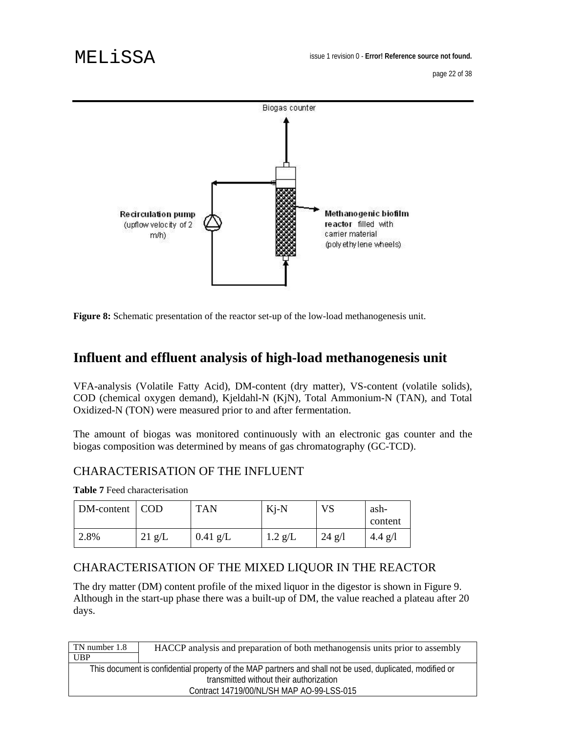Figure 8: Schematic presentation of the reactor set-up of the low-load methanogenesis unit.

## Influent and effluent analysis of high-load methanogenesis unit

VFA-analysis (Volatile Fatty Acid), DM-content (dry matter), VS-content (volatile solids), COD (chemical oxygen demand), Kjeldahl-N (KjN), Total Ammonium-N (TAN), and Total Oxidized-N (TON) were measured prior to and after fermentation.

The amount of biogas was monitored continuously with an electronic gas counter and the biogas composition was determined by means of gas chromatography (GC-TCD).

### CHARACTERISATION OF THE INFLUENT

**Table 7** Feed characterisation

| DM-content | COD | TAN | Kj-N | VS | ash-content |
|---|---|---|---|---|---|
| 2.8% | 21 g/L | 0.41 g/L | 1.2 g/L | 24 g/l | 4.4 g/l |

### CHARACTERISATION OF THE MIXED LIQUOR IN THE REACTOR

The dry matter (DM) content profile of the mixed liquor in the digestor is shown in Figure 9. Although in the start-up phase there was a built-up of DM, the value reached a plateau after 20 days.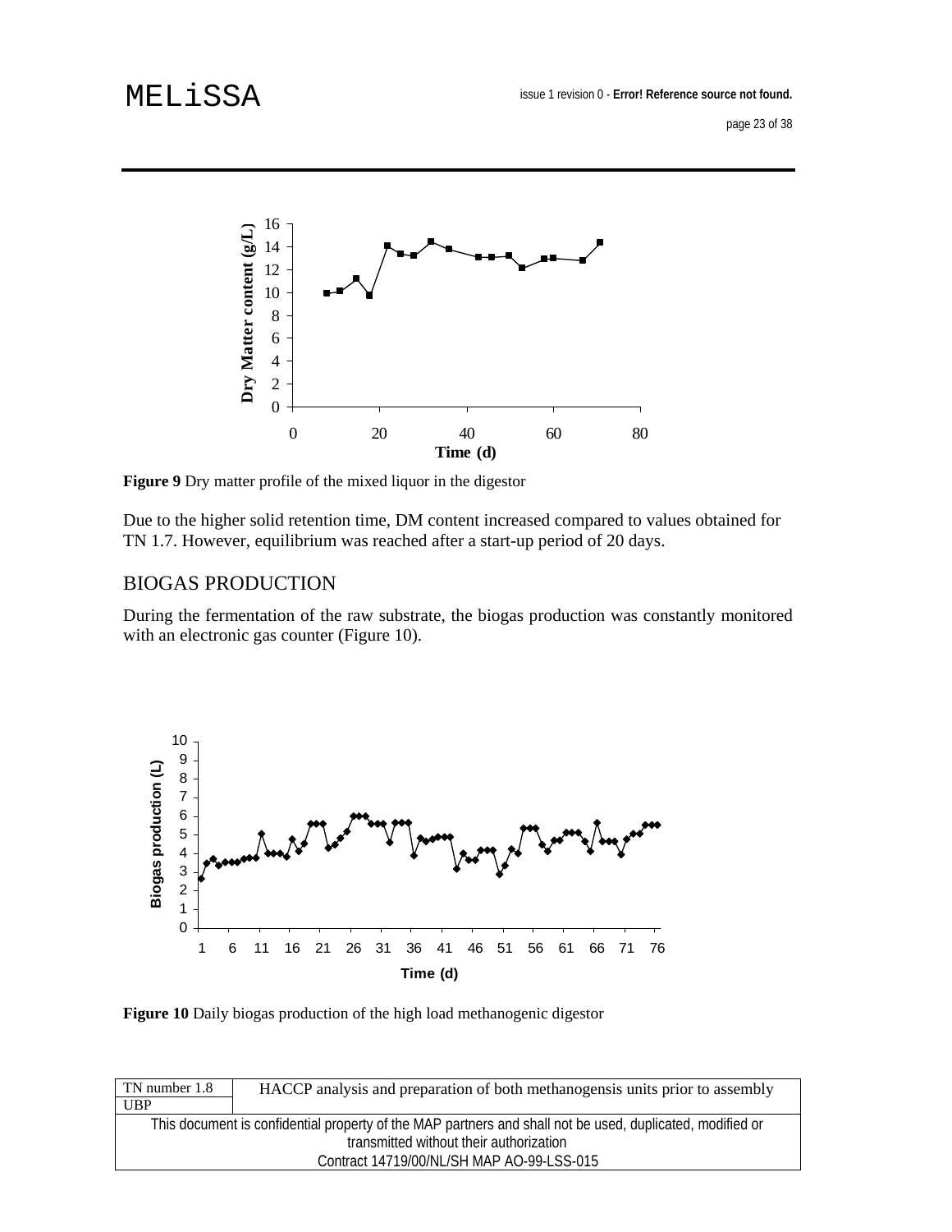**Figure 9** Dry matter profile of the mixed liquor in the digestor

Due to the higher solid retention time, DM content increased compared to values obtained for TN 1.7. However, equilibrium was reached after a start-up period of 20 days.

## BIOGAS PRODUCTION

During the fermentation of the raw substrate, the biogas production was constantly monitored with an electronic gas counter (Figure 10).

**Figure 10** Daily biogas production of the high load methanogenic digestor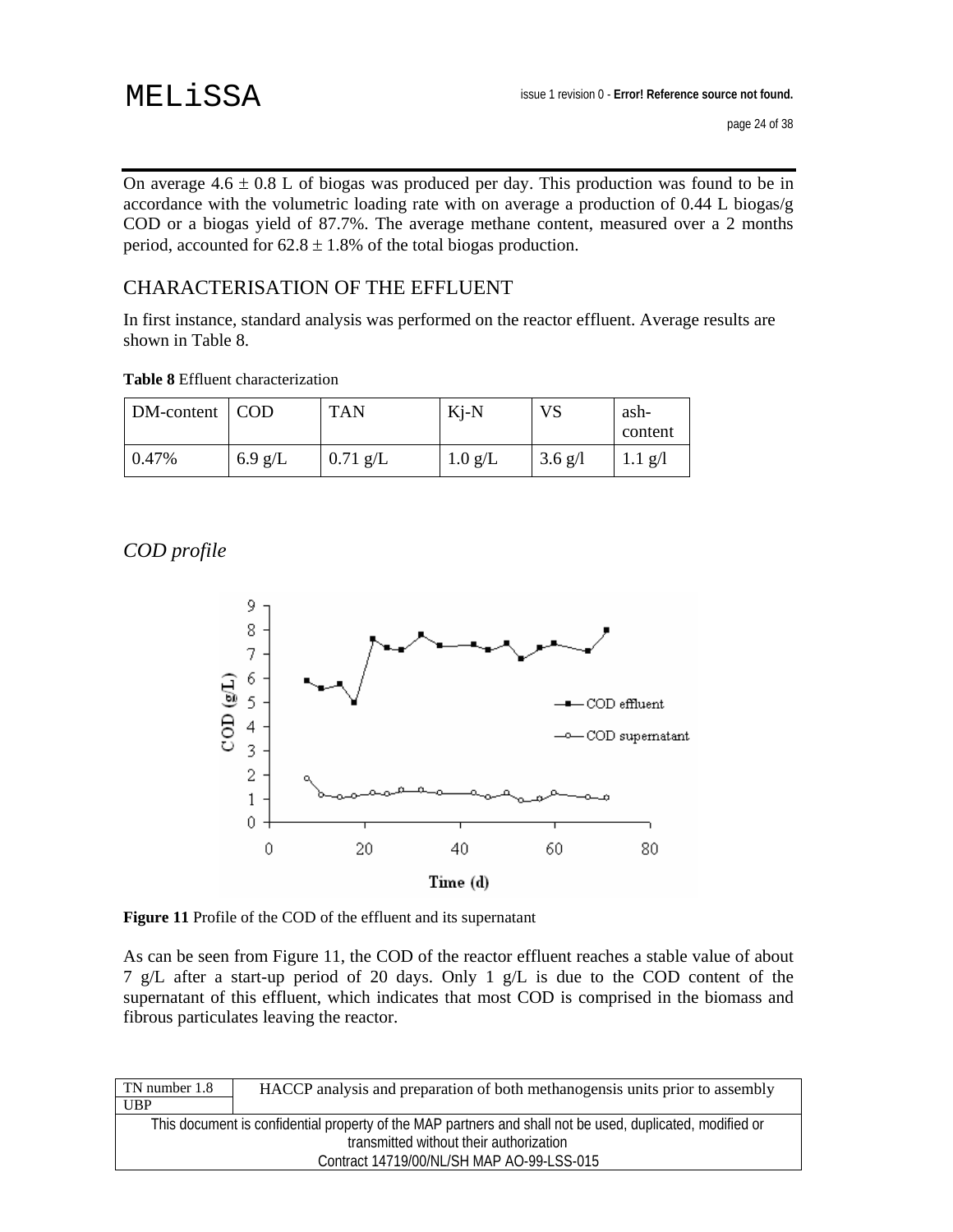On average 4.6 ± 0.8 L of biogas was produced per day. This production was found to be in accordance with the volumetric loading rate with on average a production of 0.44 L biogas/g COD or a biogas yield of 87.7%. The average methane content, measured over a 2 months period, accounted for 62.8 ± 1.8% of the total biogas production.

## CHARACTERISATION OF THE EFFLUENT

In first instance, standard analysis was performed on the reactor effluent. Average results are shown in Table 8.

**Table 8** Effluent characterization

| DM-content | COD | TAN | Kj-N | VS | ash-content |
|---|---|---|---|---|---|
| 0.47% | 6.9 g/L | 0.71 g/L | 1.0 g/L | 3.6 g/l | 1.1 g/l |

### *COD profile*

**Figure 11** Profile of the COD of the effluent and its supernatant

As can be seen from Figure 11, the COD of the reactor effluent reaches a stable value of about 7 g/L after a start-up period of 20 days. Only 1 g/L is due to the COD content of the supernatant of this effluent, which indicates that most COD is comprised in the biomass and fibrous particulates leaving the reactor.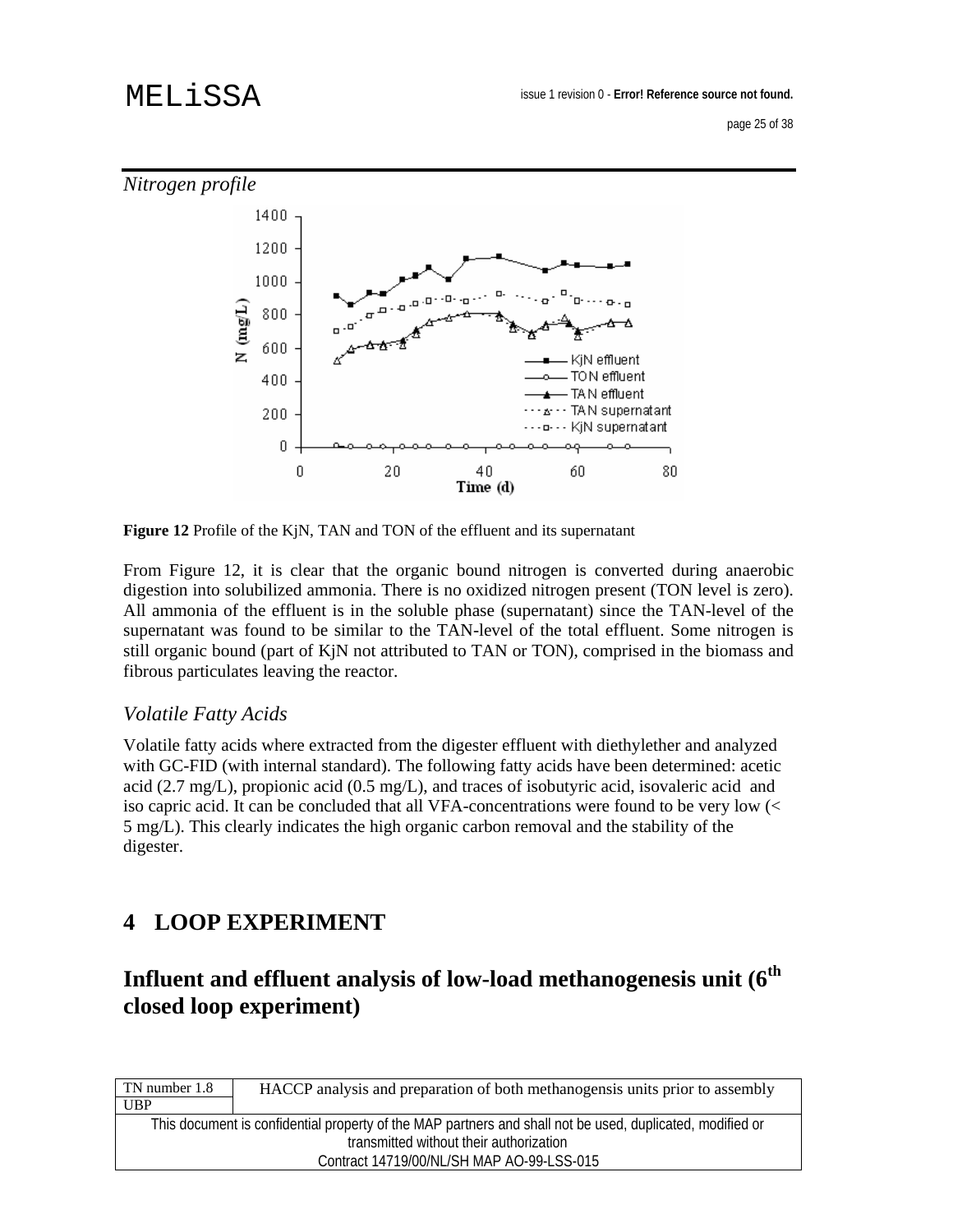*Nitrogen profile*

**Figure 12** Profile of the KjN, TAN and TON of the effluent and its supernatant

From Figure 12, it is clear that the organic bound nitrogen is converted during anaerobic digestion into solubilized ammonia. There is no oxidized nitrogen present (TON level is zero). All ammonia of the effluent is in the soluble phase (supernatant) since the TAN-level of the supernatant was found to be similar to the TAN-level of the total effluent. Some nitrogen is still organic bound (part of KjN not attributed to TAN or TON), comprised in the biomass and fibrous particulates leaving the reactor.

### *Volatile Fatty Acids*

Volatile fatty acids where extracted from the digester effluent with diethylether and analyzed with GC-FID (with internal standard). The following fatty acids have been determined: acetic acid (2.7 mg/L), propionic acid (0.5 mg/L), and traces of isobutyric acid, isovaleric acid and iso capric acid. It can be concluded that all VFA-concentrations were found to be very low (< 5 mg/L). This clearly indicates the high organic carbon removal and the stability of the digester.

# 4 LOOP EXPERIMENT

## Influent and effluent analysis of low-load methanogenesis unit (6th closed loop experiment)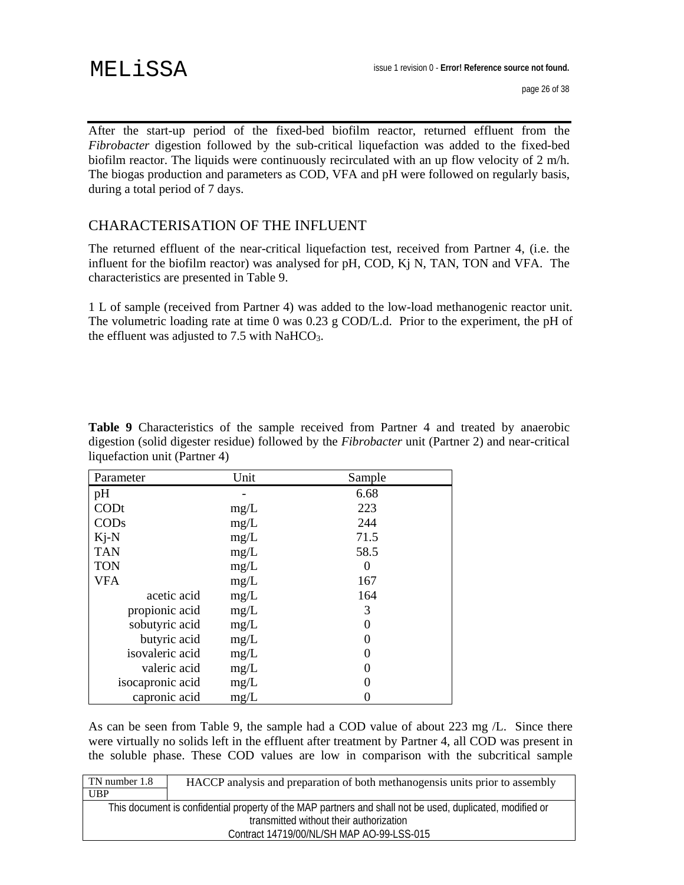After the start-up period of the fixed-bed biofilm reactor, returned effluent from the *Fibrobacter* digestion followed by the sub-critical liquefaction was added to the fixed-bed biofilm reactor. The liquids were continuously recirculated with an up flow velocity of 2 m/h. The biogas production and parameters as COD, VFA and pH were followed on regularly basis, during a total period of 7 days.

## CHARACTERISATION OF THE INFLUENT

The returned effluent of the near-critical liquefaction test, received from Partner 4, (i.e. the influent for the biofilm reactor) was analysed for pH, COD, Kj N, TAN, TON and VFA. The characteristics are presented in Table 9.

1 L of sample (received from Partner 4) was added to the low-load methanogenic reactor unit. The volumetric loading rate at time 0 was 0.23 g COD/L.d. Prior to the experiment, the pH of the effluent was adjusted to 7.5 with $NaHCO_3$.

**Table 9** Characteristics of the sample received from Partner 4 and treated by anaerobic digestion (solid digester residue) followed by the *Fibrobacter* unit (Partner 2) and near-critical liquefaction unit (Partner 4)

| Parameter | Unit | Sample |
|---|---|---|
| pH | - | 6.68 |
| CODt | mg/L | 223 |
| CODs | mg/L | 244 |
| Kj-N | mg/L | 71.5 |
| TAN | mg/L | 58.5 |
| TON | mg/L | 0 |
| VFA | mg/L | 167 |
| acetic acid | mg/L | 164 |
| propionic acid | mg/L | 3 |
| sobutyric acid | mg/L | 0 |
| butyric acid | mg/L | 0 |
| isovaleric acid | mg/L | 0 |
| valeric acid | mg/L | 0 |
| isocapronic acid | mg/L | 0 |
| capronic acid | mg/L | 0 |

As can be seen from Table 9, the sample had a COD value of about 223 mg /L. Since there were virtually no solids left in the effluent after treatment by Partner 4, all COD was present in the soluble phase. These COD values are low in comparison with the subcritical sample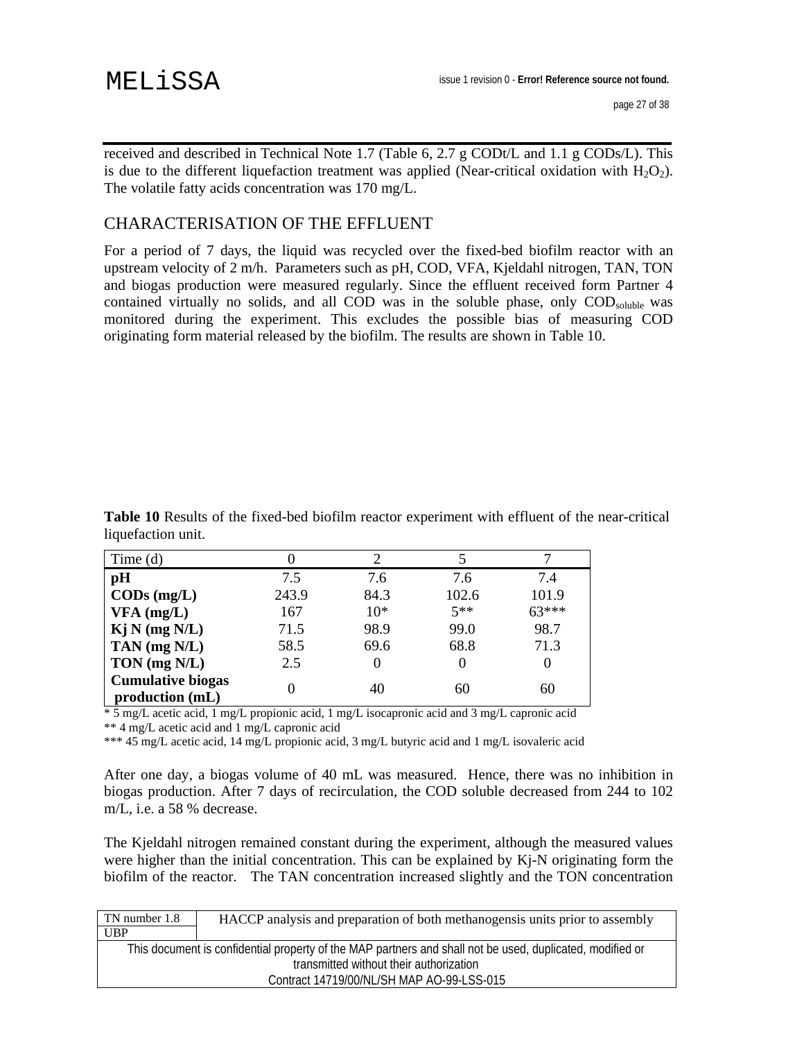received and described in Technical Note 1.7 (Table 6, 2.7 g CODt/L and 1.1 g CODs/L). This is due to the different liquefaction treatment was applied (Near-critical oxidation with $H_2O_2$). The volatile fatty acids concentration was 170 mg/L.

## CHARACTERISATION OF THE EFFLUENT

For a period of 7 days, the liquid was recycled over the fixed-bed biofilm reactor with an upstream velocity of 2 m/h. Parameters such as pH, COD, VFA, Kjeldahl nitrogen, TAN, TON and biogas production were measured regularly. Since the effluent received form Partner 4 contained virtually no solids, and all COD was in the soluble phase, only $COD_{soluble}$ was monitored during the experiment. This excludes the possible bias of measuring COD originating form material released by the biofilm. The results are shown in Table 10.

**Table 10** Results of the fixed-bed biofilm reactor experiment with effluent of the near-critical liquefaction unit.

| Time (d) | 0 | 2 | 5 | 7 |
|---|---|---|---|---|
| **pH** | 7.5 | 7.6 | 7.6 | 7.4 |
| **CODs (mg/L)** | 243.9 | 84.3 | 102.6 | 101.9 |
| **VFA (mg/L)** | 167 | 10* | 5** | 63*** |
| **Kj N (mg N/L)** | 71.5 | 98.9 | 99.0 | 98.7 |
| **TAN (mg N/L)** | 58.5 | 69.6 | 68.8 | 71.3 |
| **TON (mg N/L)** | 2.5 | 0 | 0 | 0 |
| **Cumulative biogas production (mL)** | 0 | 40 | 60 | 60 |

\* 5 mg/L acetic acid, 1 mg/L propionic acid, 1 mg/L isocapronic acid and 3 mg/L capronic acid
** 4 mg/L acetic acid and 1 mg/L capronic acid
*** 45 mg/L acetic acid, 14 mg/L propionic acid, 3 mg/L butyric acid and 1 mg/L isovaleric acid

After one day, a biogas volume of 40 mL was measured. Hence, there was no inhibition in biogas production. After 7 days of recirculation, the COD soluble decreased from 244 to 102 m/L, i.e. a 58 % decrease.

The Kjeldahl nitrogen remained constant during the experiment, although the measured values were higher than the initial concentration. This can be explained by Kj-N originating form the biofilm of the reactor. The TAN concentration increased slightly and the TON concentration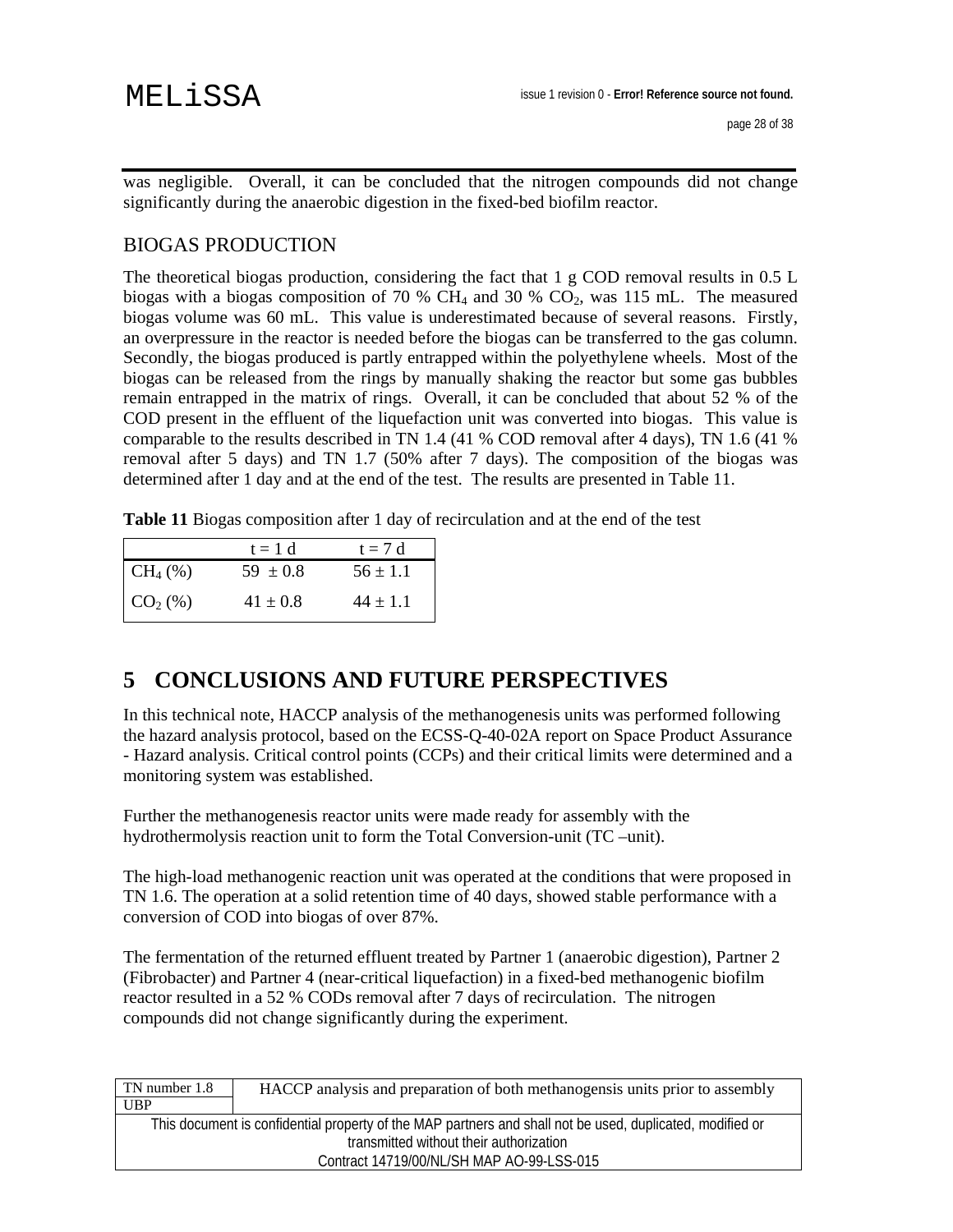was negligible. Overall, it can be concluded that the nitrogen compounds did not change significantly during the anaerobic digestion in the fixed-bed biofilm reactor.

## BIOGAS PRODUCTION

The theoretical biogas production, considering the fact that 1 g COD removal results in 0.5 L biogas with a biogas composition of 70 % $CH_4$ and 30 % $CO_2$, was 115 mL. The measured biogas volume was 60 mL. This value is underestimated because of several reasons. Firstly, an overpressure in the reactor is needed before the biogas can be transferred to the gas column. Secondly, the biogas produced is partly entrapped within the polyethylene wheels. Most of the biogas can be released from the rings by manually shaking the reactor but some gas bubbles remain entrapped in the matrix of rings. Overall, it can be concluded that about 52 % of the COD present in the effluent of the liquefaction unit was converted into biogas. This value is comparable to the results described in TN 1.4 (41 % COD removal after 4 days), TN 1.6 (41 % removal after 5 days) and TN 1.7 (50% after 7 days). The composition of the biogas was determined after 1 day and at the end of the test. The results are presented in Table 11.

**Table 11** Biogas composition after 1 day of recirculation and at the end of the test

| | t = 1 d | t = 7 d |
|---|---|---|
| $CH_4$ (%) | 59 ± 0.8 | 56 ± 1.1 |
| $CO_2$ (%) | 41 ± 0.8 | 44 ± 1.1 |

# 5 CONCLUSIONS AND FUTURE PERSPECTIVES

In this technical note, HACCP analysis of the methanogenesis units was performed following the hazard analysis protocol, based on the ECSS-Q-40-02A report on Space Product Assurance - Hazard analysis. Critical control points (CCPs) and their critical limits were determined and a monitoring system was established.

Further the methanogenesis reactor units were made ready for assembly with the hydrothermolysis reaction unit to form the Total Conversion-unit (TC –unit).

The high-load methanogenic reaction unit was operated at the conditions that were proposed in TN 1.6. The operation at a solid retention time of 40 days, showed stable performance with a conversion of COD into biogas of over 87%.

The fermentation of the returned effluent treated by Partner 1 (anaerobic digestion), Partner 2 (Fibrobacter) and Partner 4 (near-critical liquefaction) in a fixed-bed methanogenic biofilm reactor resulted in a 52 % CODs removal after 7 days of recirculation. The nitrogen compounds did not change significantly during the experiment.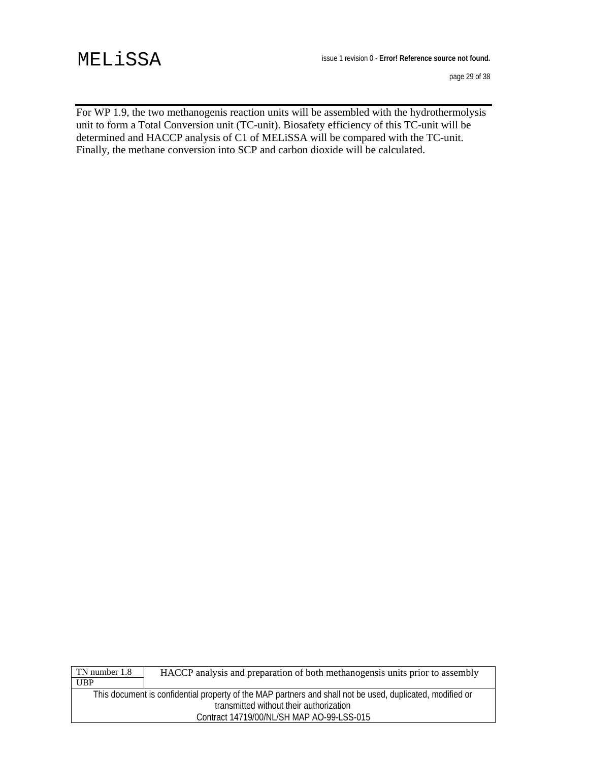For WP 1.9, the two methanogenis reaction units will be assembled with the hydrothermolysis unit to form a Total Conversion unit (TC-unit). Biosafety efficiency of this TC-unit will be determined and HACCP analysis of C1 of MELiSSA will be compared with the TC-unit. Finally, the methane conversion into SCP and carbon dioxide will be calculated.